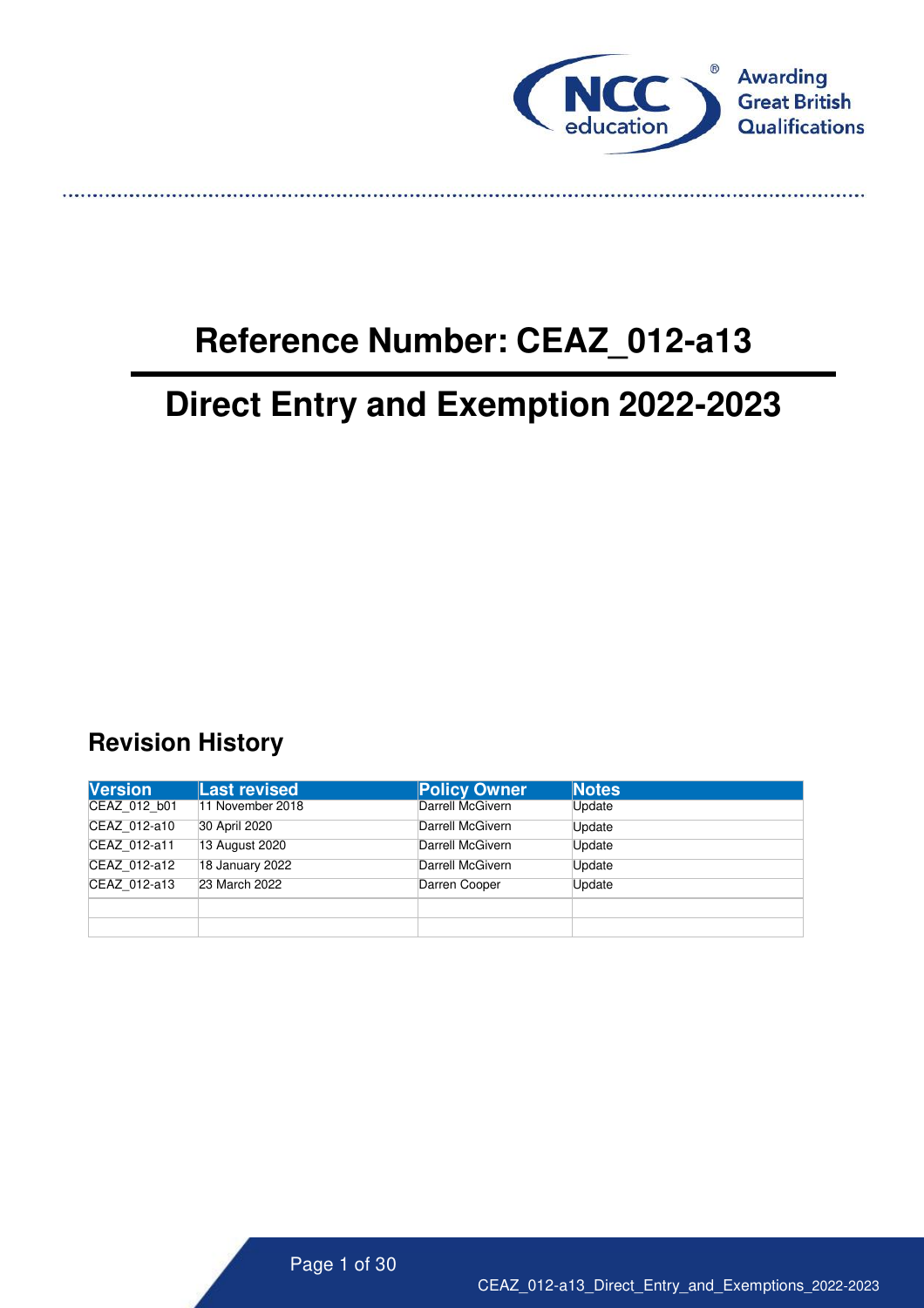# Reference Number: CEAZ_012-a13

# Direct Entry and Exemption 2022-2023

## Revision History

| Version | Last revised | Policy Owner | Notes |
|---|---|---|---|
| CEAZ_012_b01 | 11 November 2018 | Darrell McGivern | Update |
| CEAZ_012-a10 | 30 April 2020 | Darrell McGivern | Update |
| CEAZ_012-a11 | 13 August 2020 | Darrell McGivern | Update |
| CEAZ_012-a12 | 18 January 2022 | Darrell McGivern | Update |
| CEAZ_012-a13 | 23 March 2022 | Darren Cooper | Update |
| | | | |
| | | | |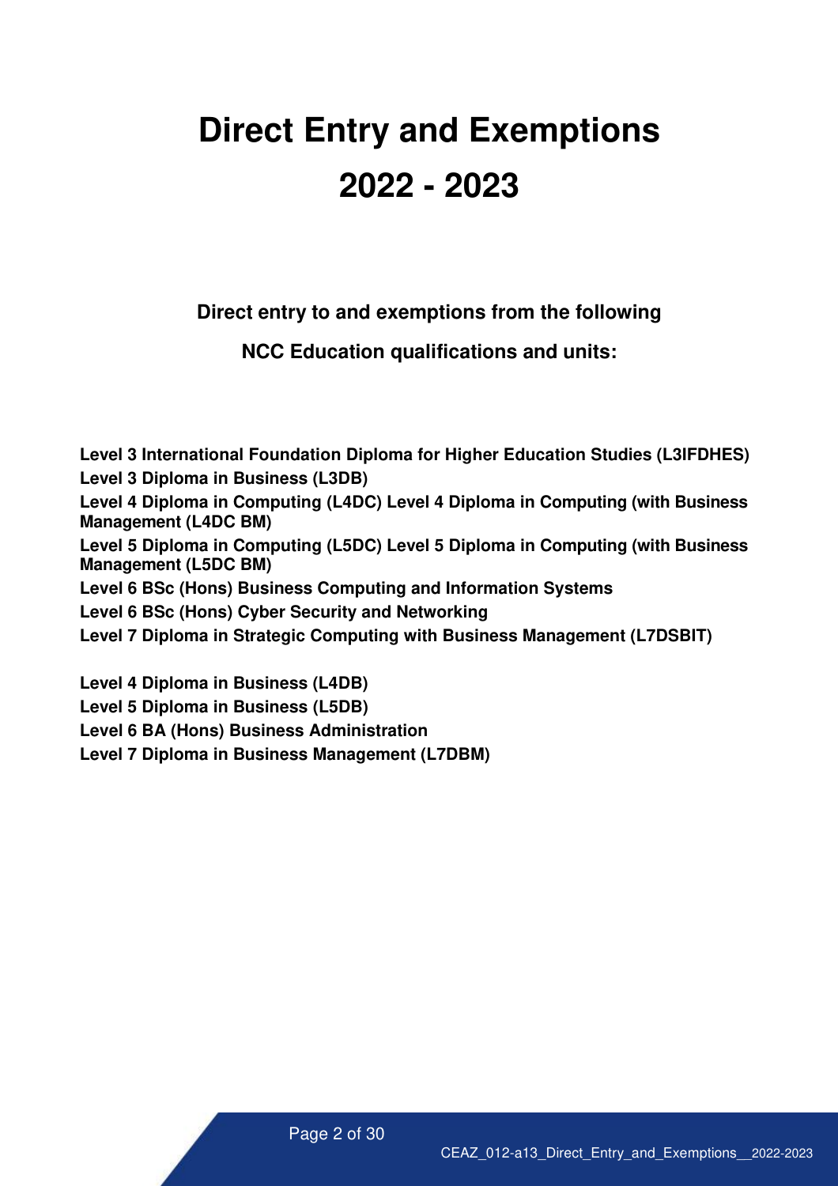# Direct Entry and Exemptions 2022 - 2023

**Direct entry to and exemptions from the following**

**NCC Education qualifications and units:**

**Level 3 International Foundation Diploma for Higher Education Studies (L3IFDHES)**
**Level 3 Diploma in Business (L3DB)**
**Level 4 Diploma in Computing (L4DC) Level 4 Diploma in Computing (with Business Management (L4DC BM)**
**Level 5 Diploma in Computing (L5DC) Level 5 Diploma in Computing (with Business Management (L5DC BM)**
**Level 6 BSc (Hons) Business Computing and Information Systems**
**Level 6 BSc (Hons) Cyber Security and Networking**
**Level 7 Diploma in Strategic Computing with Business Management (L7DSBIT)**

**Level 4 Diploma in Business (L4DB)**
**Level 5 Diploma in Business (L5DB)**
**Level 6 BA (Hons) Business Administration**
**Level 7 Diploma in Business Management (L7DBM)**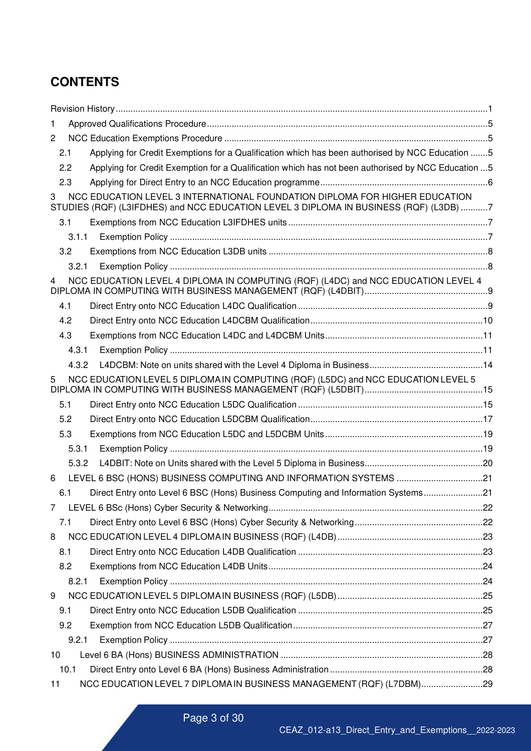# CONTENTS

Revision History ........................................................................................................................................1

1 Approved Qualifications Procedure ................................................................................................5

2 NCC Education Exemptions Procedure ..........................................................................................5

- 2.1 Applying for Credit Exemptions for a Qualification which has been authorised by NCC Education .......5
- 2.2 Applying for Credit Exemption for a Qualification which has not been authorised by NCC Education ...5
- 2.3 Applying for Direct Entry to an NCC Education programme...................................................................6

3 NCC EDUCATION LEVEL 3 INTERNATIONAL FOUNDATION DIPLOMA FOR HIGHER EDUCATION STUDIES (RQF) (L3IFDHES) and NCC EDUCATION LEVEL 3 DIPLOMA IN BUSINESS (RQF) (L3DB) ...........7

- 3.1 Exemptions from NCC Education L3IFDHES units ................................................................................7
  - 3.1.1 Exemption Policy ...............................................................................................................7
- 3.2 Exemptions from NCC Education L3DB units .......................................................................................8
  - 3.2.1 Exemption Policy ...............................................................................................................8

4 NCC EDUCATION LEVEL 4 DIPLOMA IN COMPUTING (RQF) (L4DC) and NCC EDUCATION LEVEL 4 DIPLOMA IN COMPUTING WITH BUSINESS MANAGEMENT (RQF) (L4DBIT)..................................................9

- 4.1 Direct Entry onto NCC Education L4DC Qualification ............................................................................9
- 4.2 Direct Entry onto NCC Education L4DCBM Qualification.....................................................................10
- 4.3 Exemptions from NCC Education L4DC and L4DCBM Units...............................................................11
  - 4.3.1 Exemption Policy .............................................................................................................11
  - 4.3.2 L4DCBM: Note on units shared with the Level 4 Diploma in Business.............................................14

5 NCC EDUCATION LEVEL 5 DIPLOMA IN COMPUTING (RQF) (L5DC) and NCC EDUCATION LEVEL 5 DIPLOMA IN COMPUTING WITH BUSINESS MANAGEMENT (RQF) (L5DBIT)................................................15

- 5.1 Direct Entry onto NCC Education L5DC Qualification ..........................................................................15
- 5.2 Direct Entry onto NCC Education L5DCBM Qualification.....................................................................17
- 5.3 Exemptions from NCC Education L5DC and L5DCBM Units...............................................................19
  - 5.3.1 Exemption Policy .............................................................................................................19
  - 5.3.2 L4DBIT: Note on Units shared with the Level 5 Diploma in Business...............................................20

6 LEVEL 6 BSC (HONS) BUSINESS COMPUTING AND INFORMATION SYSTEMS ...................................21

- 6.1 Direct Entry onto Level 6 BSC (Hons) Business Computing and Information Systems........................21

7 LEVEL 6 BSc (Hons) Cyber Security & Networking......................................................................................22

- 7.1 Direct Entry onto Level 6 BSC (Hons) Cyber Security & Networking...................................................22

8 NCC EDUCATION LEVEL 4 DIPLOMA IN BUSINESS (RQF) (L4DB)...........................................................23

- 8.1 Direct Entry onto NCC Education L4DB Qualification ..........................................................................23
- 8.2 Exemptions from NCC Education L4DB Units.....................................................................................24
  - 8.2.1 Exemption Policy .............................................................................................................24

9 NCC EDUCATION LEVEL 5 DIPLOMA IN BUSINESS (RQF) (L5DB)...........................................................25

- 9.1 Direct Entry onto NCC Education L5DB Qualification ..........................................................................25
- 9.2 Exemption from NCC Education L5DB Qualification............................................................................27
  - 9.2.1 Exemption Policy .............................................................................................................27

10 Level 6 BA (Hons) BUSINESS ADMINISTRATION .................................................................................28

- 10.1 Direct Entry onto Level 6 BA (Hons) Business Administration .............................................................28

11 NCC EDUCATION LEVEL 7 DIPLOMA IN BUSINESS MANAGEMENT (RQF) (L7DBM).........................29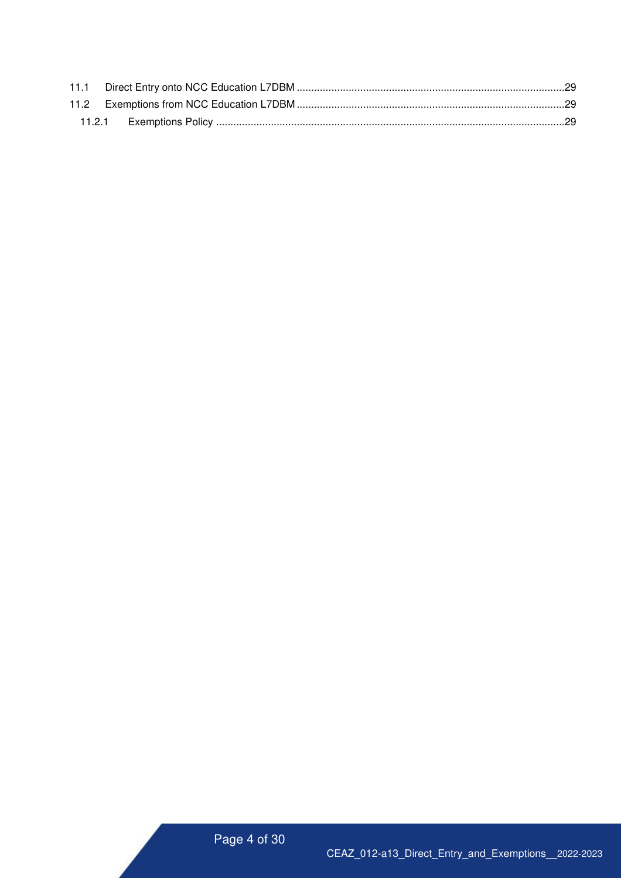11.1 Direct Entry onto NCC Education L7DBM ...........................................................................................29
11.2 Exemptions from NCC Education L7DBM ...........................................................................................29
11.2.1 Exemptions Policy .......................................................................................................................29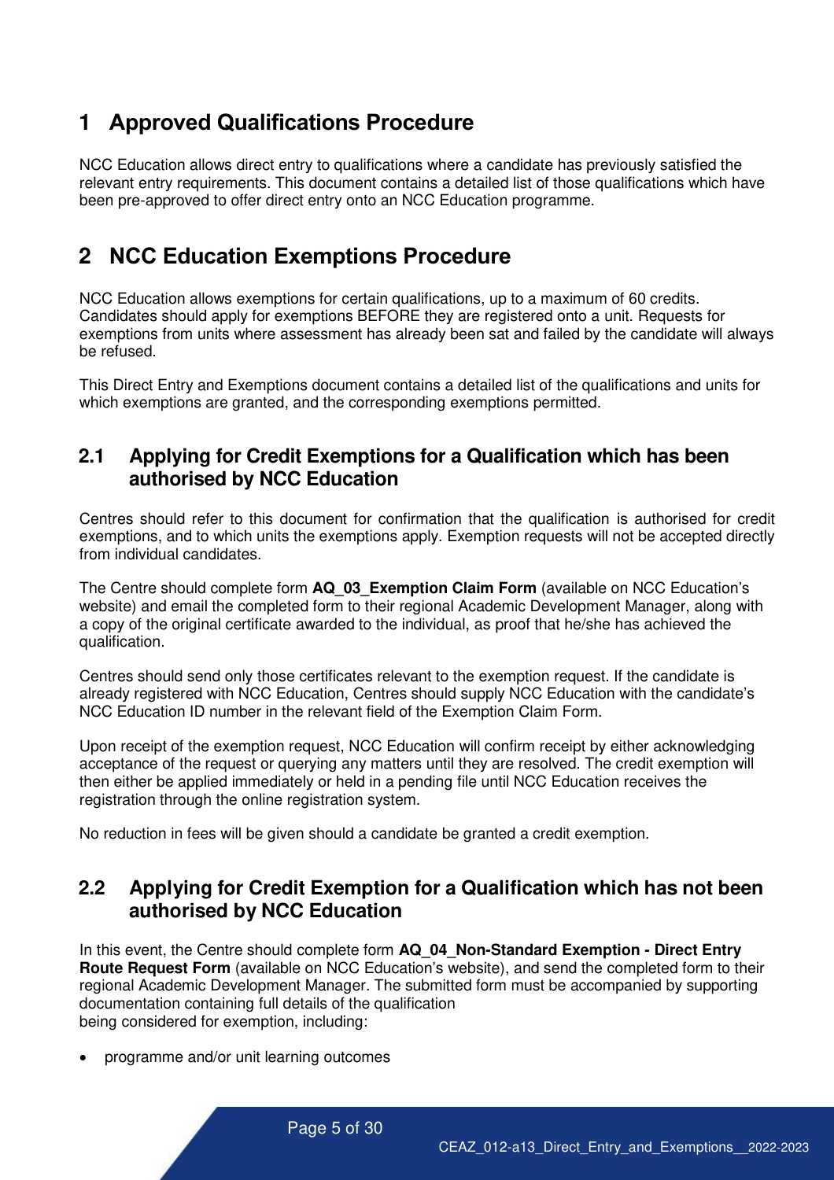# 1 Approved Qualifications Procedure

NCC Education allows direct entry to qualifications where a candidate has previously satisfied the relevant entry requirements. This document contains a detailed list of those qualifications which have been pre-approved to offer direct entry onto an NCC Education programme.

# 2 NCC Education Exemptions Procedure

NCC Education allows exemptions for certain qualifications, up to a maximum of 60 credits. Candidates should apply for exemptions BEFORE they are registered onto a unit. Requests for exemptions from units where assessment has already been sat and failed by the candidate will always be refused.

This Direct Entry and Exemptions document contains a detailed list of the qualifications and units for which exemptions are granted, and the corresponding exemptions permitted.

## 2.1 Applying for Credit Exemptions for a Qualification which has been authorised by NCC Education

Centres should refer to this document for confirmation that the qualification is authorised for credit exemptions, and to which units the exemptions apply. Exemption requests will not be accepted directly from individual candidates.

The Centre should complete form **AQ_03_Exemption Claim Form** (available on NCC Education's website) and email the completed form to their regional Academic Development Manager, along with a copy of the original certificate awarded to the individual, as proof that he/she has achieved the qualification.

Centres should send only those certificates relevant to the exemption request. If the candidate is already registered with NCC Education, Centres should supply NCC Education with the candidate's NCC Education ID number in the relevant field of the Exemption Claim Form.

Upon receipt of the exemption request, NCC Education will confirm receipt by either acknowledging acceptance of the request or querying any matters until they are resolved. The credit exemption will then either be applied immediately or held in a pending file until NCC Education receives the registration through the online registration system.

No reduction in fees will be given should a candidate be granted a credit exemption.

## 2.2 Applying for Credit Exemption for a Qualification which has not been authorised by NCC Education

In this event, the Centre should complete form **AQ_04_Non-Standard Exemption - Direct Entry Route Request Form** (available on NCC Education's website), and send the completed form to their regional Academic Development Manager. The submitted form must be accompanied by supporting documentation containing full details of the qualification being considered for exemption, including:

- programme and/or unit learning outcomes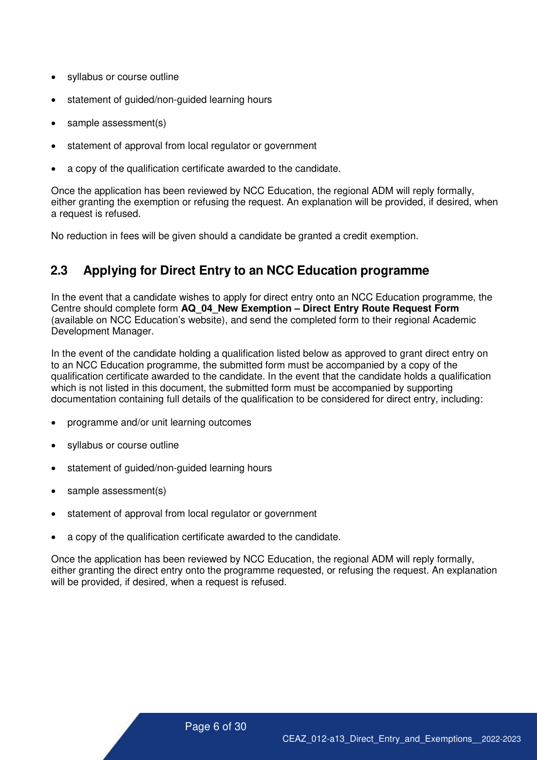- syllabus or course outline
- statement of guided/non-guided learning hours
- sample assessment(s)
- statement of approval from local regulator or government
- a copy of the qualification certificate awarded to the candidate.

Once the application has been reviewed by NCC Education, the regional ADM will reply formally, either granting the exemption or refusing the request. An explanation will be provided, if desired, when a request is refused.

No reduction in fees will be given should a candidate be granted a credit exemption.

## 2.3 Applying for Direct Entry to an NCC Education programme

In the event that a candidate wishes to apply for direct entry onto an NCC Education programme, the Centre should complete form **AQ_04_New Exemption – Direct Entry Route Request Form** (available on NCC Education's website), and send the completed form to their regional Academic Development Manager.

In the event of the candidate holding a qualification listed below as approved to grant direct entry on to an NCC Education programme, the submitted form must be accompanied by a copy of the qualification certificate awarded to the candidate. In the event that the candidate holds a qualification which is not listed in this document, the submitted form must be accompanied by supporting documentation containing full details of the qualification to be considered for direct entry, including:

- programme and/or unit learning outcomes
- syllabus or course outline
- statement of guided/non-guided learning hours
- sample assessment(s)
- statement of approval from local regulator or government
- a copy of the qualification certificate awarded to the candidate.

Once the application has been reviewed by NCC Education, the regional ADM will reply formally, either granting the direct entry onto the programme requested, or refusing the request. An explanation will be provided, if desired, when a request is refused.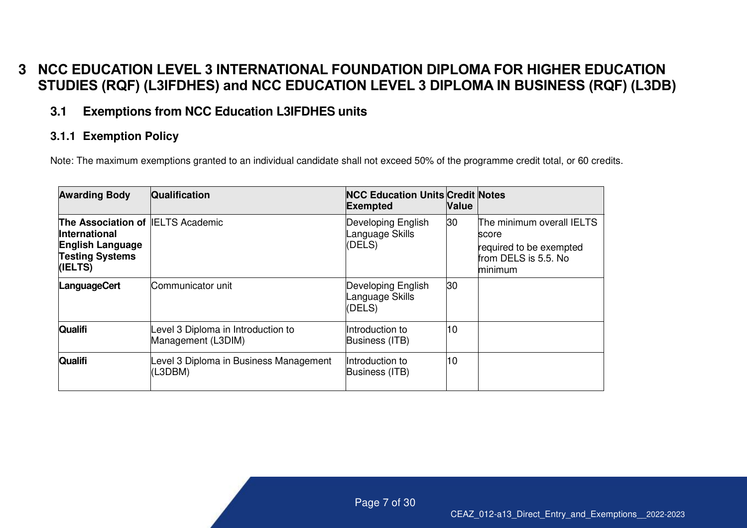# 3 NCC EDUCATION LEVEL 3 INTERNATIONAL FOUNDATION DIPLOMA FOR HIGHER EDUCATION STUDIES (RQF) (L3IFDHES) and NCC EDUCATION LEVEL 3 DIPLOMA IN BUSINESS (RQF) (L3DB)

## 3.1 Exemptions from NCC Education L3IFDHES units

### 3.1.1 Exemption Policy

Note: The maximum exemptions granted to an individual candidate shall not exceed 50% of the programme credit total, or 60 credits.

| Awarding Body | Qualification | NCC Education Units Exempted | Credit Value | Notes |
|---|---|---|---|---|
| **The Association of International English Language Testing Systems (IELTS)** | IELTS Academic | Developing English Language Skills (DELS) | 30 | The minimum overall IELTS score required to be exempted from DELS is 5.5. No minimum |
| **LanguageCert** | Communicator unit | Developing English Language Skills (DELS) | 30 | |
| **Qualifi** | Level 3 Diploma in Introduction to Management (L3DIM) | Introduction to Business (ITB) | 10 | |
| **Qualifi** | Level 3 Diploma in Business Management (L3DBM) | Introduction to Business (ITB) | 10 | |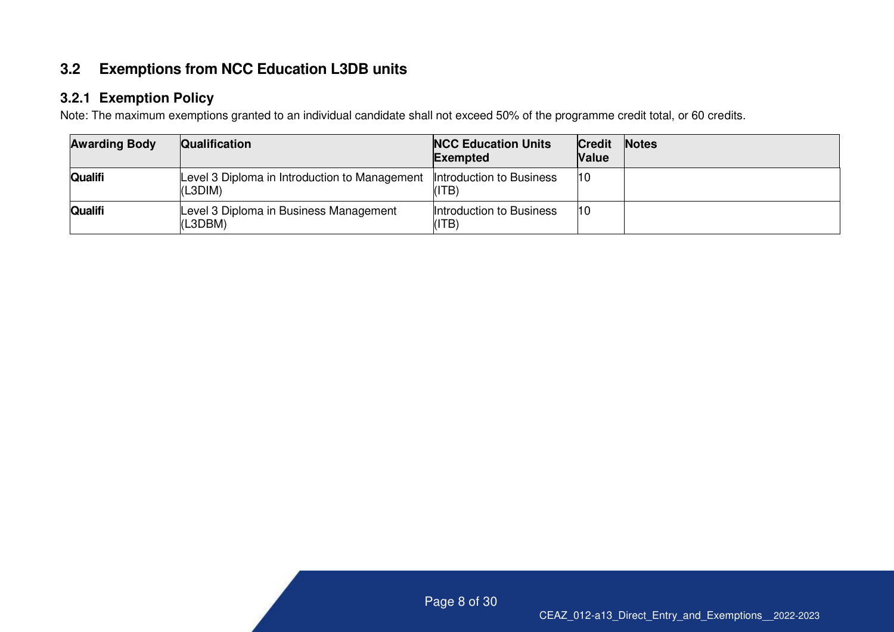## 3.2 Exemptions from NCC Education L3DB units

### 3.2.1 Exemption Policy

Note: The maximum exemptions granted to an individual candidate shall not exceed 50% of the programme credit total, or 60 credits.

| Awarding Body | Qualification | NCC Education Units Exempted | Credit Value | Notes |
|---|---|---|---|---|
| **Qualifi** | Level 3 Diploma in Introduction to Management (L3DIM) | Introduction to Business (ITB) | 10 | |
| **Qualifi** | Level 3 Diploma in Business Management (L3DBM) | Introduction to Business (ITB) | 10 | |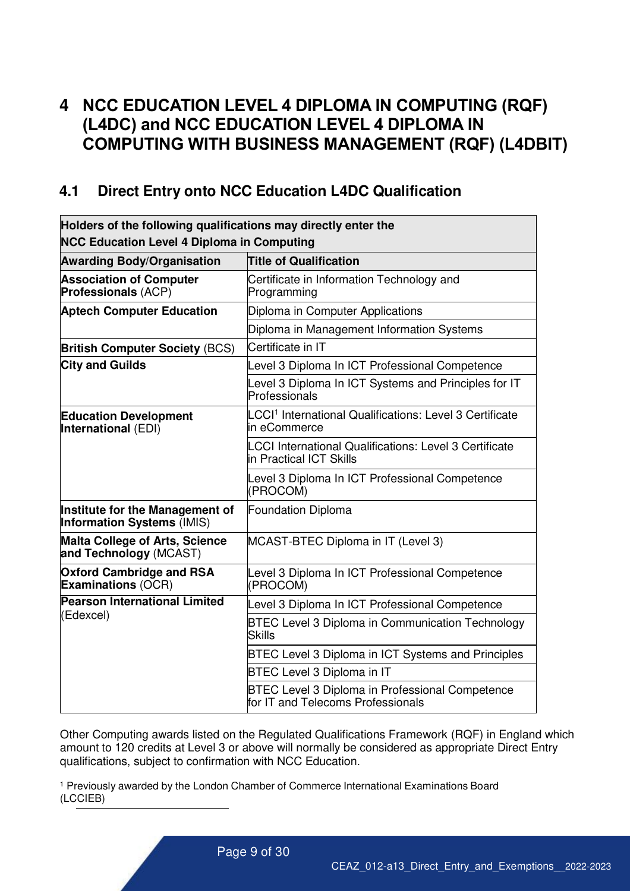# 4 NCC EDUCATION LEVEL 4 DIPLOMA IN COMPUTING (RQF) (L4DC) and NCC EDUCATION LEVEL 4 DIPLOMA IN COMPUTING WITH BUSINESS MANAGEMENT (RQF) (L4DBIT)

## 4.1 Direct Entry onto NCC Education L4DC Qualification

| **Holders of the following qualifications may directly enter the NCC Education Level 4 Diploma in Computing** | |
|---|---|
| **Awarding Body/Organisation** | **Title of Qualification** |
| **Association of Computer Professionals** (ACP) | Certificate in Information Technology and Programming |
| **Aptech Computer Education** | Diploma in Computer Applications |
| | Diploma in Management Information Systems |
| **British Computer Society** (BCS) | Certificate in IT |
| **City and Guilds** | Level 3 Diploma In ICT Professional Competence |
| | Level 3 Diploma In ICT Systems and Principles for IT Professionals |
| **Education Development International** (EDI) | LCCI[1] International Qualifications: Level 3 Certificate in eCommerce |
| | LCCI International Qualifications: Level 3 Certificate in Practical ICT Skills |
| | Level 3 Diploma In ICT Professional Competence (PROCOM) |
| **Institute for the Management of Information Systems** (IMIS) | Foundation Diploma |
| **Malta College of Arts, Science and Technology** (MCAST) | MCAST-BTEC Diploma in IT (Level 3) |
| **Oxford Cambridge and RSA Examinations** (OCR) | Level 3 Diploma In ICT Professional Competence (PROCOM) |
| **Pearson International Limited** (Edexcel) | Level 3 Diploma In ICT Professional Competence |
| | BTEC Level 3 Diploma in Communication Technology Skills |
| | BTEC Level 3 Diploma in ICT Systems and Principles |
| | BTEC Level 3 Diploma in IT |
| | BTEC Level 3 Diploma in Professional Competence for IT and Telecoms Professionals |

Other Computing awards listed on the Regulated Qualifications Framework (RQF) in England which amount to 120 credits at Level 3 or above will normally be considered as appropriate Direct Entry qualifications, subject to confirmation with NCC Education.

[1] Previously awarded by the London Chamber of Commerce International Examinations Board (LCCIEB)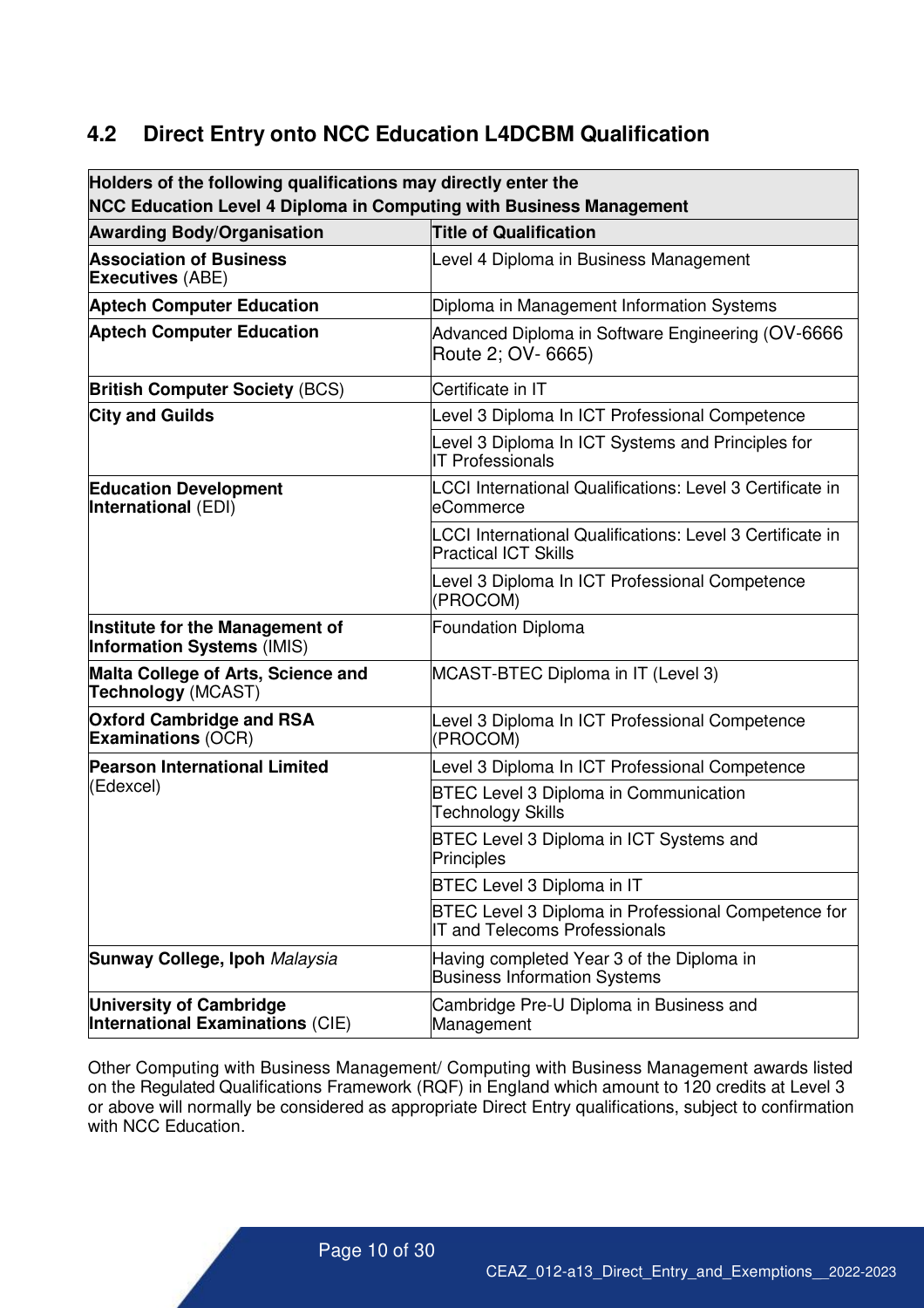## 4.2 Direct Entry onto NCC Education L4DCBM Qualification

| Holders of the following qualifications may directly enter the NCC Education Level 4 Diploma in Computing with Business Management | |
|---|---|
| **Awarding Body/Organisation** | **Title of Qualification** |
| **Association of Business Executives** (ABE) | Level 4 Diploma in Business Management |
| **Aptech Computer Education** | Diploma in Management Information Systems |
| **Aptech Computer Education** | Advanced Diploma in Software Engineering (OV-6666 Route 2; OV- 6665) |
| **British Computer Society** (BCS) | Certificate in IT |
| **City and Guilds** | Level 3 Diploma In ICT Professional Competence |
| | Level 3 Diploma In ICT Systems and Principles for IT Professionals |
| **Education Development International** (EDI) | LCCI International Qualifications: Level 3 Certificate in eCommerce |
| | LCCI International Qualifications: Level 3 Certificate in Practical ICT Skills |
| | Level 3 Diploma In ICT Professional Competence (PROCOM) |
| **Institute for the Management of Information Systems** (IMIS) | Foundation Diploma |
| **Malta College of Arts, Science and Technology** (MCAST) | MCAST-BTEC Diploma in IT (Level 3) |
| **Oxford Cambridge and RSA Examinations** (OCR) | Level 3 Diploma In ICT Professional Competence (PROCOM) |
| **Pearson International Limited** (Edexcel) | Level 3 Diploma In ICT Professional Competence |
| | BTEC Level 3 Diploma in Communication Technology Skills |
| | BTEC Level 3 Diploma in ICT Systems and Principles |
| | BTEC Level 3 Diploma in IT |
| | BTEC Level 3 Diploma in Professional Competence for IT and Telecoms Professionals |
| **Sunway College, Ipoh** *Malaysia* | Having completed Year 3 of the Diploma in Business Information Systems |
| **University of Cambridge International Examinations** (CIE) | Cambridge Pre-U Diploma in Business and Management |

Other Computing with Business Management/ Computing with Business Management awards listed on the Regulated Qualifications Framework (RQF) in England which amount to 120 credits at Level 3 or above will normally be considered as appropriate Direct Entry qualifications, subject to confirmation with NCC Education.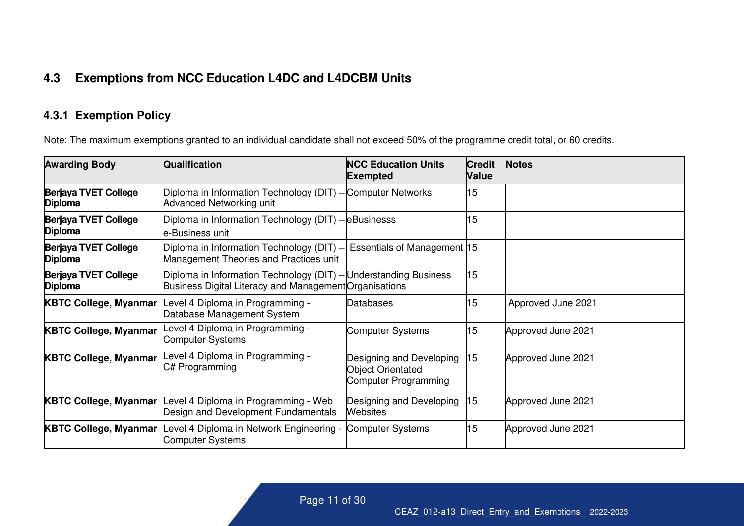## 4.3 Exemptions from NCC Education L4DC and L4DCBM Units

### 4.3.1 Exemption Policy

Note: The maximum exemptions granted to an individual candidate shall not exceed 50% of the programme credit total, or 60 credits.

| Awarding Body | Qualification | NCC Education Units Exempted | Credit Value | Notes |
|---|---|---|---|---|
| **Berjaya TVET College Diploma** | Diploma in Information Technology (DIT) – Advanced Networking unit | Computer Networks | 15 | |
| **Berjaya TVET College Diploma** | Diploma in Information Technology (DIT) – e-Business unit | eBusinesss | 15 | |
| **Berjaya TVET College Diploma** | Diploma in Information Technology (DIT) – Management Theories and Practices unit | Essentials of Management | 15 | |
| **Berjaya TVET College Diploma** | Diploma in Information Technology (DIT) – Business Digital Literacy and Management | Understanding Business Organisations | 15 | |
| **KBTC College, Myanmar** | Level 4 Diploma in Programming - Database Management System | Databases | 15 | Approved June 2021 |
| **KBTC College, Myanmar** | Level 4 Diploma in Programming - Computer Systems | Computer Systems | 15 | Approved June 2021 |
| **KBTC College, Myanmar** | Level 4 Diploma in Programming - C# Programming | Designing and Developing Object Orientated Computer Programming | 15 | Approved June 2021 |
| **KBTC College, Myanmar** | Level 4 Diploma in Programming - Web Design and Development Fundamentals | Designing and Developing Websites | 15 | Approved June 2021 |
| **KBTC College, Myanmar** | Level 4 Diploma in Network Engineering - Computer Systems | Computer Systems | 15 | Approved June 2021 |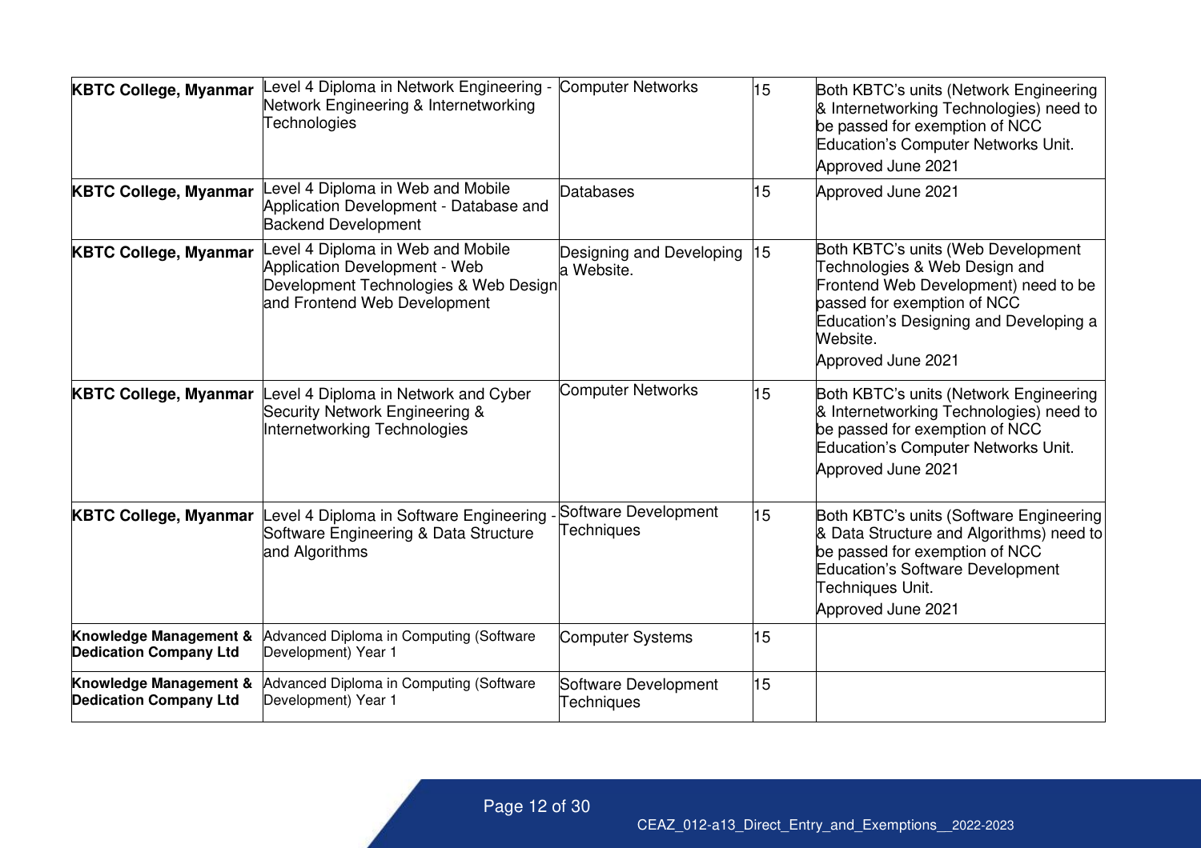| **KBTC College, Myanmar** | Level 4 Diploma in Network Engineering - Network Engineering & Internetworking Technologies | Computer Networks | 15 | Both KBTC's units (Network Engineering & Internetworking Technologies) need to be passed for exemption of NCC Education's Computer Networks Unit.<br>Approved June 2021 |
|---|---|---|---|---|
| **KBTC College, Myanmar** | Level 4 Diploma in Web and Mobile Application Development - Database and Backend Development | Databases | 15 | Approved June 2021 |
| **KBTC College, Myanmar** | Level 4 Diploma in Web and Mobile Application Development - Web Development Technologies & Web Design and Frontend Web Development | Designing and Developing a Website. | 15 | Both KBTC's units (Web Development Technologies & Web Design and Frontend Web Development) need to be passed for exemption of NCC Education's Designing and Developing a Website.<br>Approved June 2021 |
| **KBTC College, Myanmar** | Level 4 Diploma in Network and Cyber Security Network Engineering & Internetworking Technologies | Computer Networks | 15 | Both KBTC's units (Network Engineering & Internetworking Technologies) need to be passed for exemption of NCC Education's Computer Networks Unit.<br>Approved June 2021 |
| **KBTC College, Myanmar** | Level 4 Diploma in Software Engineering - Software Engineering & Data Structure and Algorithms | Software Development Techniques | 15 | Both KBTC's units (Software Engineering & Data Structure and Algorithms) need to be passed for exemption of NCC Education's Software Development Techniques Unit.<br>Approved June 2021 |
| **Knowledge Management & Dedication Company Ltd** | Advanced Diploma in Computing (Software Development) Year 1 | Computer Systems | 15 | |
| **Knowledge Management & Dedication Company Ltd** | Advanced Diploma in Computing (Software Development) Year 1 | Software Development Techniques | 15 | |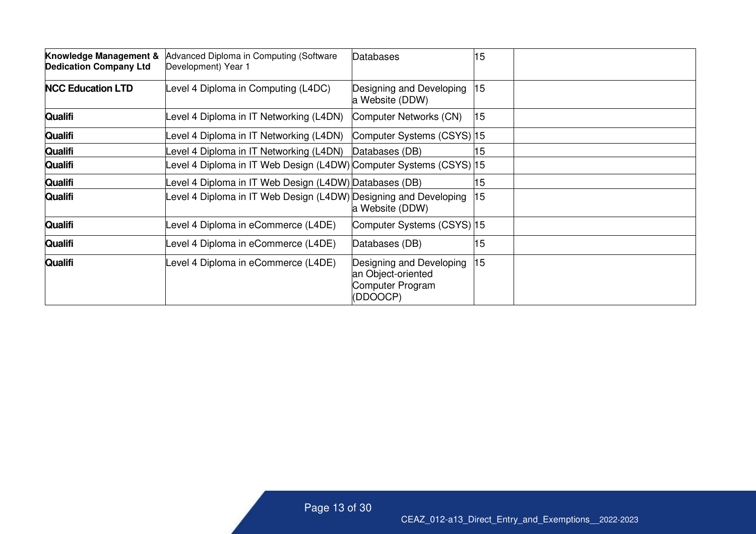| | | | | |
|---|---|---|---|---|
| **Knowledge Management & Dedication Company Ltd** | Advanced Diploma in Computing (Software Development) Year 1 | Databases | 15 | |
| **NCC Education LTD** | Level 4 Diploma in Computing (L4DC) | Designing and Developing a Website (DDW) | 15 | |
| **Qualifi** | Level 4 Diploma in IT Networking (L4DN) | Computer Networks (CN) | 15 | |
| **Qualifi** | Level 4 Diploma in IT Networking (L4DN) | Computer Systems (CSYS) | 15 | |
| **Qualifi** | Level 4 Diploma in IT Networking (L4DN) | Databases (DB) | 15 | |
| **Qualifi** | Level 4 Diploma in IT Web Design (L4DW) | Computer Systems (CSYS) | 15 | |
| **Qualifi** | Level 4 Diploma in IT Web Design (L4DW) | Databases (DB) | 15 | |
| **Qualifi** | Level 4 Diploma in IT Web Design (L4DW) | Designing and Developing a Website (DDW) | 15 | |
| **Qualifi** | Level 4 Diploma in eCommerce (L4DE) | Computer Systems (CSYS) | 15 | |
| **Qualifi** | Level 4 Diploma in eCommerce (L4DE) | Databases (DB) | 15 | |
| **Qualifi** | Level 4 Diploma in eCommerce (L4DE) | Designing and Developing an Object-oriented Computer Program (DDOOCP) | 15 | |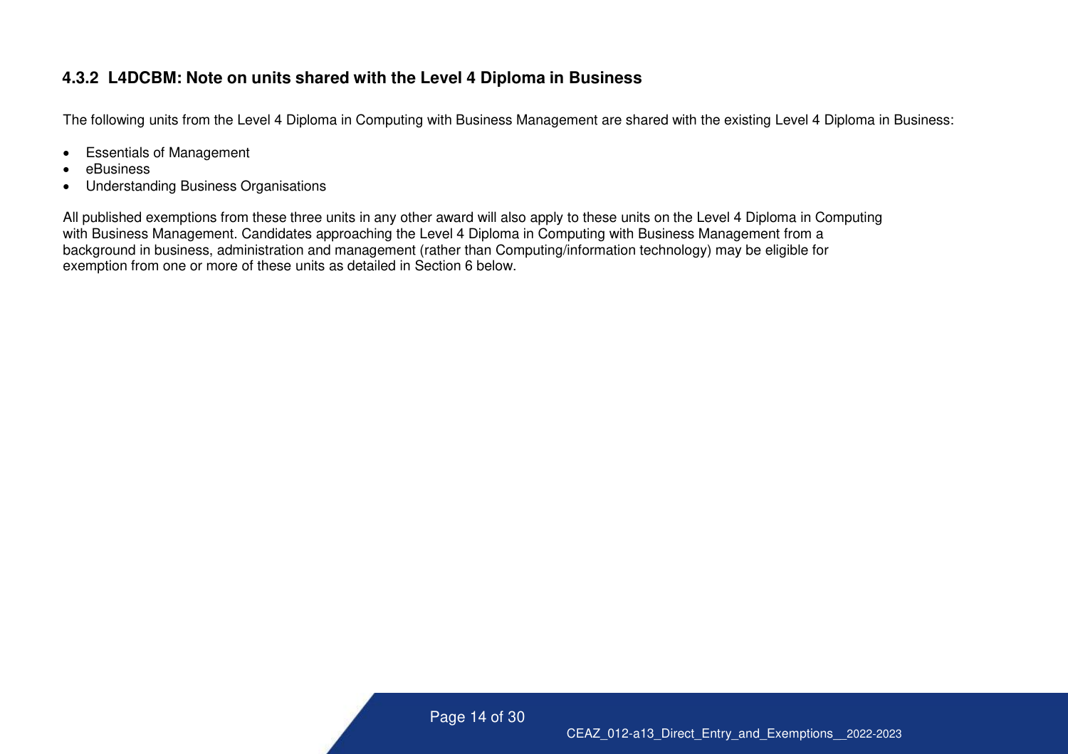### 4.3.2 L4DCBM: Note on units shared with the Level 4 Diploma in Business

The following units from the Level 4 Diploma in Computing with Business Management are shared with the existing Level 4 Diploma in Business:

- Essentials of Management
- eBusiness
- Understanding Business Organisations

All published exemptions from these three units in any other award will also apply to these units on the Level 4 Diploma in Computing with Business Management. Candidates approaching the Level 4 Diploma in Computing with Business Management from a background in business, administration and management (rather than Computing/information technology) may be eligible for exemption from one or more of these units as detailed in Section 6 below.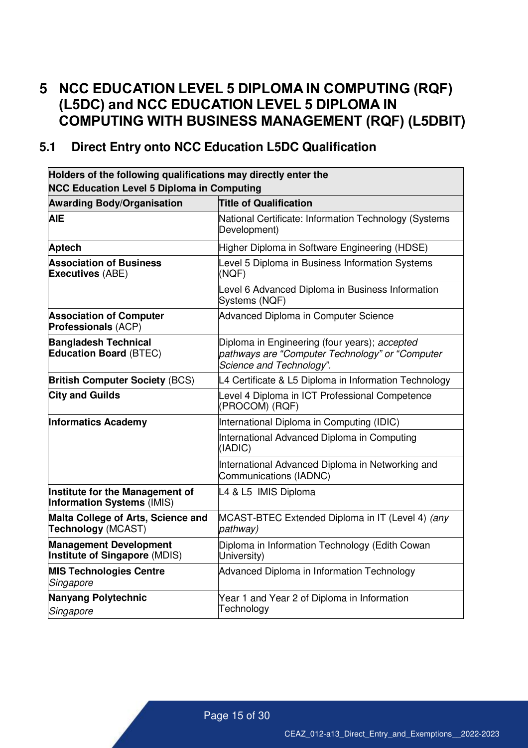# 5 NCC EDUCATION LEVEL 5 DIPLOMA IN COMPUTING (RQF) (L5DC) and NCC EDUCATION LEVEL 5 DIPLOMA IN COMPUTING WITH BUSINESS MANAGEMENT (RQF) (L5DBIT)

## 5.1 Direct Entry onto NCC Education L5DC Qualification

| **Holders of the following qualifications may directly enter the NCC Education Level 5 Diploma in Computing** | |
|---|---|
| **Awarding Body/Organisation** | **Title of Qualification** |
| **AIE** | National Certificate: Information Technology (Systems Development) |
| **Aptech** | Higher Diploma in Software Engineering (HDSE) |
| **Association of Business Executives** (ABE) | Level 5 Diploma in Business Information Systems (NQF) |
| | Level 6 Advanced Diploma in Business Information Systems (NQF) |
| **Association of Computer Professionals** (ACP) | Advanced Diploma in Computer Science |
| **Bangladesh Technical Education Board** (BTEC) | Diploma in Engineering (four years); *accepted pathways are "Computer Technology" or "Computer Science and Technology".* |
| **British Computer Society** (BCS) | L4 Certificate & L5 Diploma in Information Technology |
| **City and Guilds** | Level 4 Diploma in ICT Professional Competence (PROCOM) (RQF) |
| **Informatics Academy** | International Diploma in Computing (IDIC) |
| | International Advanced Diploma in Computing (IADIC) |
| | International Advanced Diploma in Networking and Communications (IADNC) |
| **Institute for the Management of Information Systems** (IMIS) | L4 & L5 IMIS Diploma |
| **Malta College of Arts, Science and Technology** (MCAST) | MCAST-BTEC Extended Diploma in IT (Level 4) *(any pathway)* |
| **Management Development Institute of Singapore** (MDIS) | Diploma in Information Technology (Edith Cowan University) |
| **MIS Technologies Centre** *Singapore* | Advanced Diploma in Information Technology |
| **Nanyang Polytechnic** *Singapore* | Year 1 and Year 2 of Diploma in Information Technology |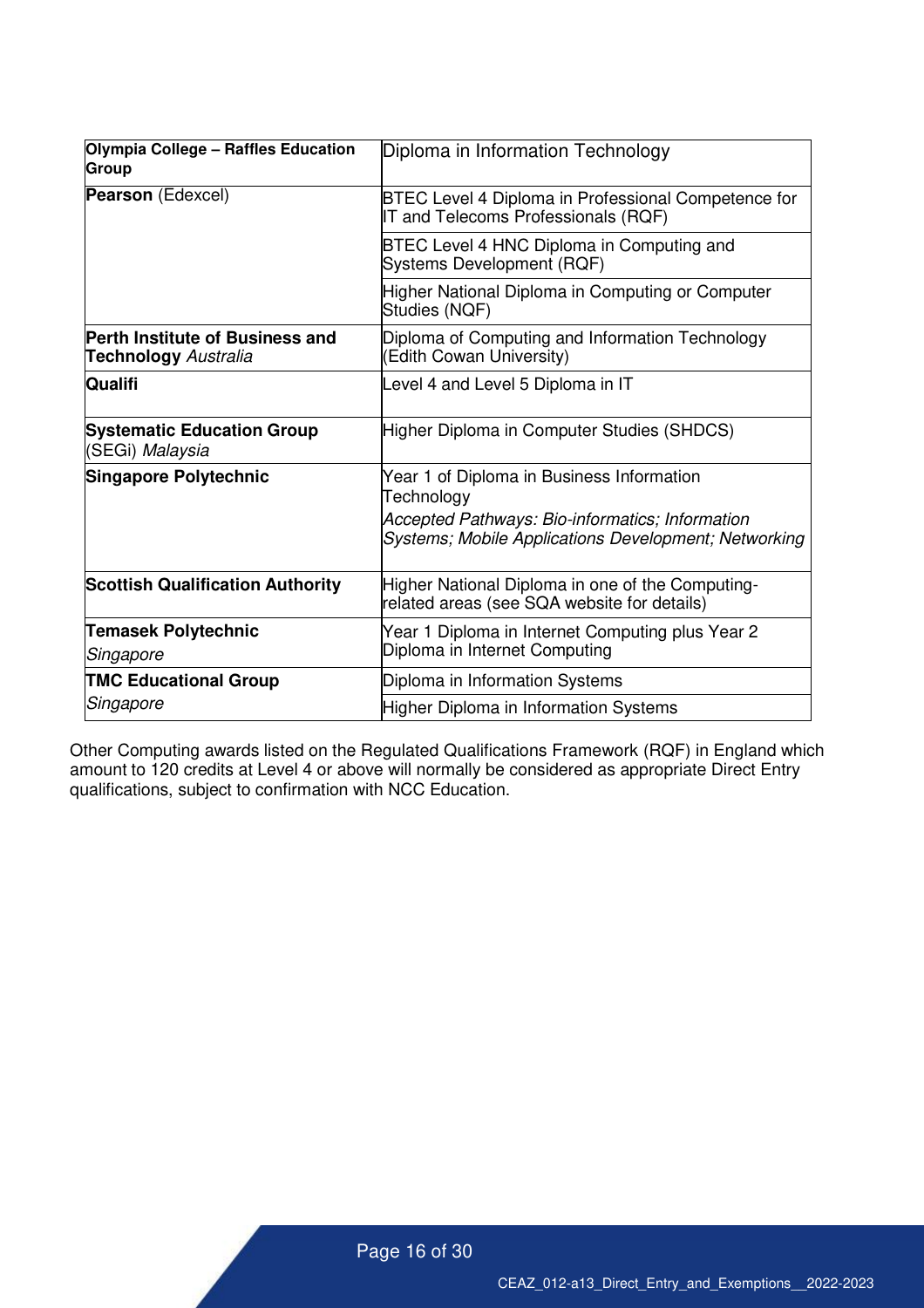| | |
|---|---|
| **Olympia College – Raffles Education Group** | Diploma in Information Technology |
| **Pearson** (Edexcel) | BTEC Level 4 Diploma in Professional Competence for IT and Telecoms Professionals (RQF) |
| | BTEC Level 4 HNC Diploma in Computing and Systems Development (RQF) |
| | Higher National Diploma in Computing or Computer Studies (NQF) |
| **Perth Institute of Business and Technology** *Australia* | Diploma of Computing and Information Technology (Edith Cowan University) |
| **Qualifi** | Level 4 and Level 5 Diploma in IT |
| **Systematic Education Group** (SEGi) *Malaysia* | Higher Diploma in Computer Studies (SHDCS) |
| **Singapore Polytechnic** | Year 1 of Diploma in Business Information Technology<br>*Accepted Pathways: Bio-informatics; Information Systems; Mobile Applications Development; Networking* |
| **Scottish Qualification Authority** | Higher National Diploma in one of the Computing-related areas (see SQA website for details) |
| **Temasek Polytechnic** *Singapore* | Year 1 Diploma in Internet Computing plus Year 2 Diploma in Internet Computing |
| **TMC Educational Group** *Singapore* | Diploma in Information Systems |
| | Higher Diploma in Information Systems |

Other Computing awards listed on the Regulated Qualifications Framework (RQF) in England which amount to 120 credits at Level 4 or above will normally be considered as appropriate Direct Entry qualifications, subject to confirmation with NCC Education.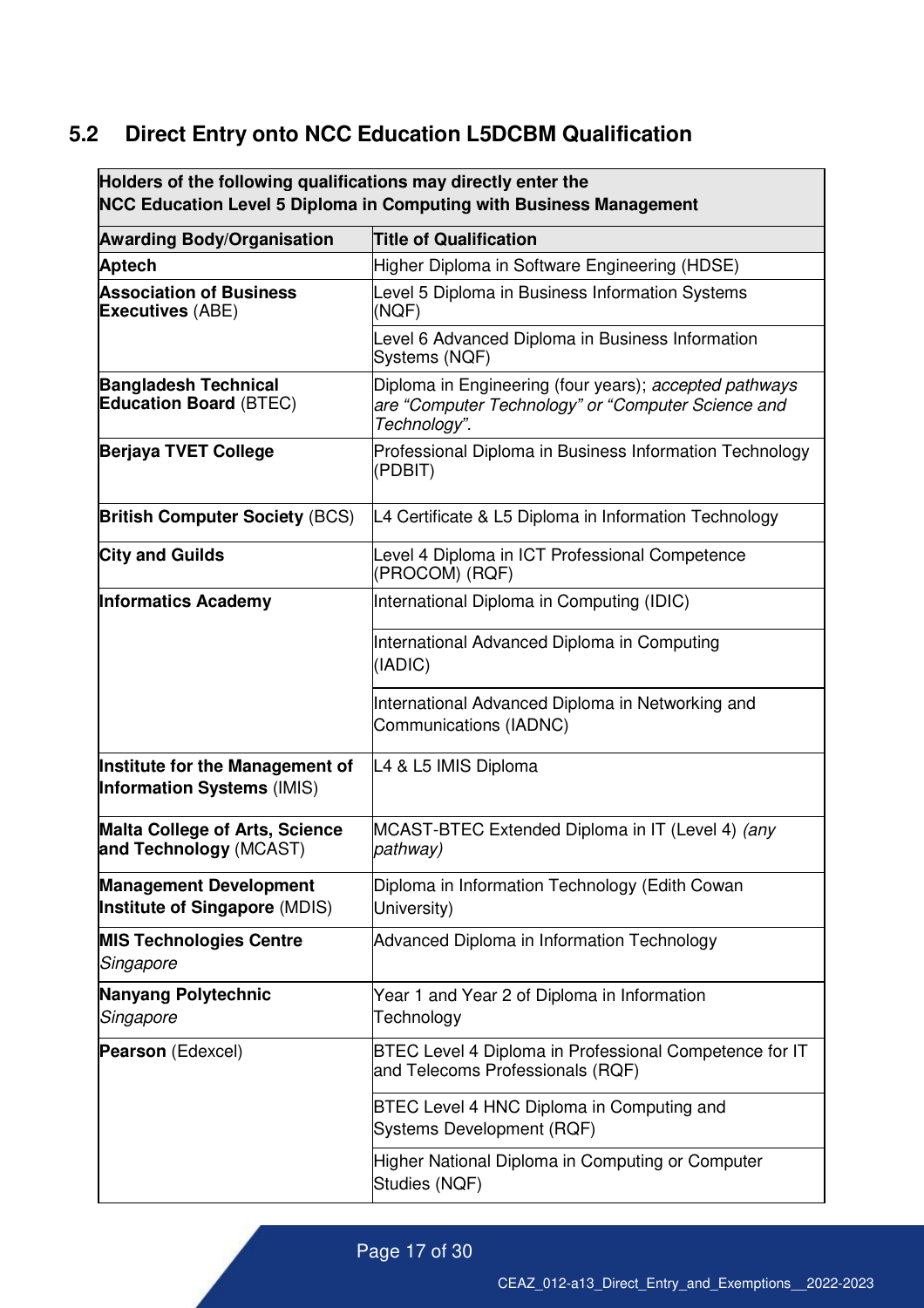## 5.2 Direct Entry onto NCC Education L5DCBM Qualification

**Holders of the following qualifications may directly enter the NCC Education Level 5 Diploma in Computing with Business Management**

| Awarding Body/Organisation | Title of Qualification |
|---|---|
| **Aptech** | Higher Diploma in Software Engineering (HDSE) |
| **Association of Business Executives** (ABE) | Level 5 Diploma in Business Information Systems (NQF) |
| | Level 6 Advanced Diploma in Business Information Systems (NQF) |
| **Bangladesh Technical Education Board** (BTEC) | Diploma in Engineering (four years); *accepted pathways are "Computer Technology" or "Computer Science and Technology"*. |
| **Berjaya TVET College** | Professional Diploma in Business Information Technology (PDBIT) |
| **British Computer Society** (BCS) | L4 Certificate & L5 Diploma in Information Technology |
| **City and Guilds** | Level 4 Diploma in ICT Professional Competence (PROCOM) (RQF) |
| **Informatics Academy** | International Diploma in Computing (IDIC) |
| | International Advanced Diploma in Computing (IADIC) |
| | International Advanced Diploma in Networking and Communications (IADNC) |
| **Institute for the Management of Information Systems** (IMIS) | L4 & L5 IMIS Diploma |
| **Malta College of Arts, Science and Technology** (MCAST) | MCAST-BTEC Extended Diploma in IT (Level 4) *(any pathway)* |
| **Management Development Institute of Singapore** (MDIS) | Diploma in Information Technology (Edith Cowan University) |
| **MIS Technologies Centre** *Singapore* | Advanced Diploma in Information Technology |
| **Nanyang Polytechnic** *Singapore* | Year 1 and Year 2 of Diploma in Information Technology |
| **Pearson** (Edexcel) | BTEC Level 4 Diploma in Professional Competence for IT and Telecoms Professionals (RQF) |
| | BTEC Level 4 HNC Diploma in Computing and Systems Development (RQF) |
| | Higher National Diploma in Computing or Computer Studies (NQF) |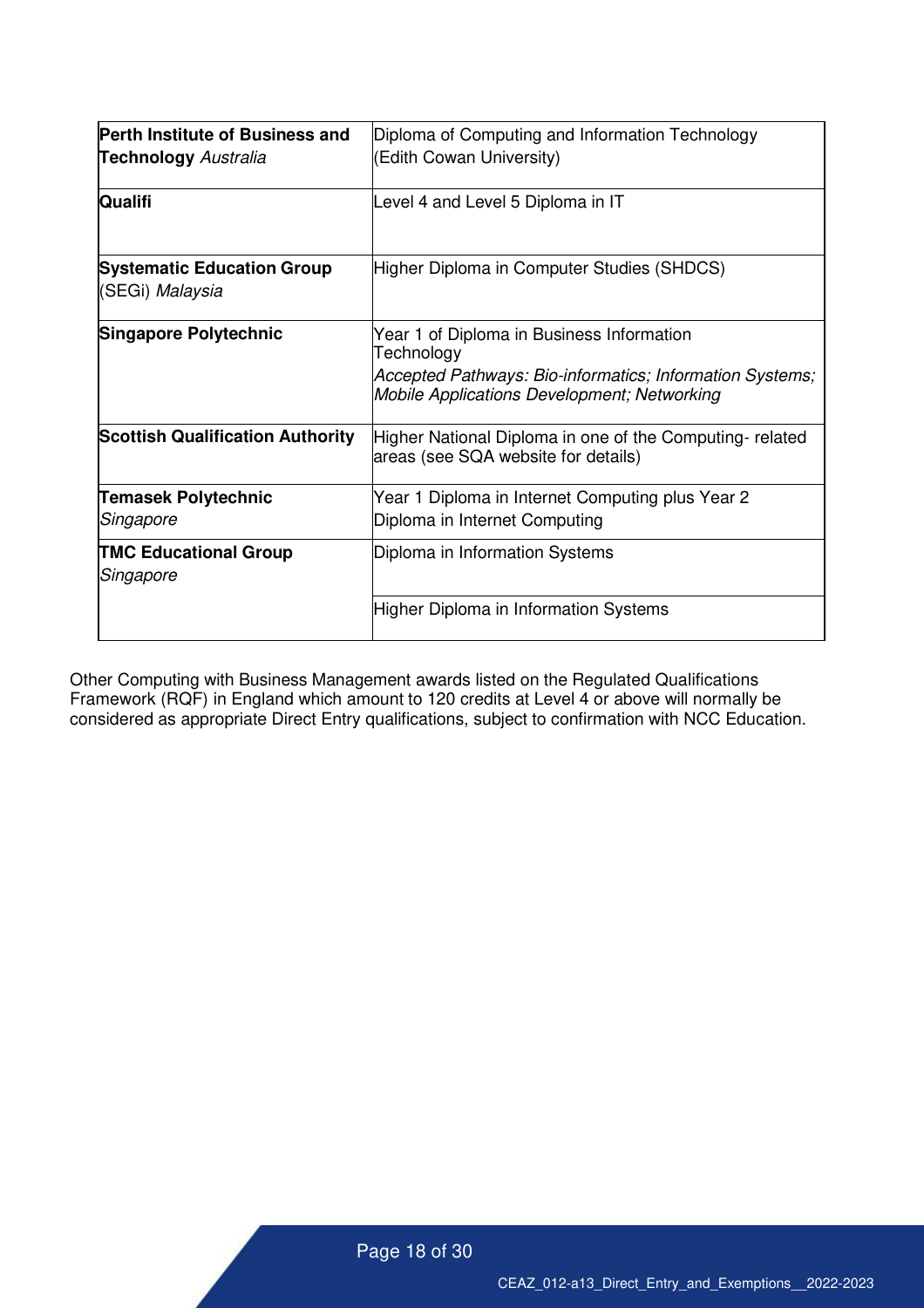| | |
|---|---|
| **Perth Institute of Business and Technology** *Australia* | Diploma of Computing and Information Technology (Edith Cowan University) |
| **Qualifi** | Level 4 and Level 5 Diploma in IT |
| **Systematic Education Group** (SEGi) *Malaysia* | Higher Diploma in Computer Studies (SHDCS) |
| **Singapore Polytechnic** | Year 1 of Diploma in Business Information Technology<br>*Accepted Pathways: Bio-informatics; Information Systems; Mobile Applications Development; Networking* |
| **Scottish Qualification Authority** | Higher National Diploma in one of the Computing- related areas (see SQA website for details) |
| **Temasek Polytechnic** *Singapore* | Year 1 Diploma in Internet Computing plus Year 2 Diploma in Internet Computing |
| **TMC Educational Group** *Singapore* | Diploma in Information Systems |
| | Higher Diploma in Information Systems |

Other Computing with Business Management awards listed on the Regulated Qualifications Framework (RQF) in England which amount to 120 credits at Level 4 or above will normally be considered as appropriate Direct Entry qualifications, subject to confirmation with NCC Education.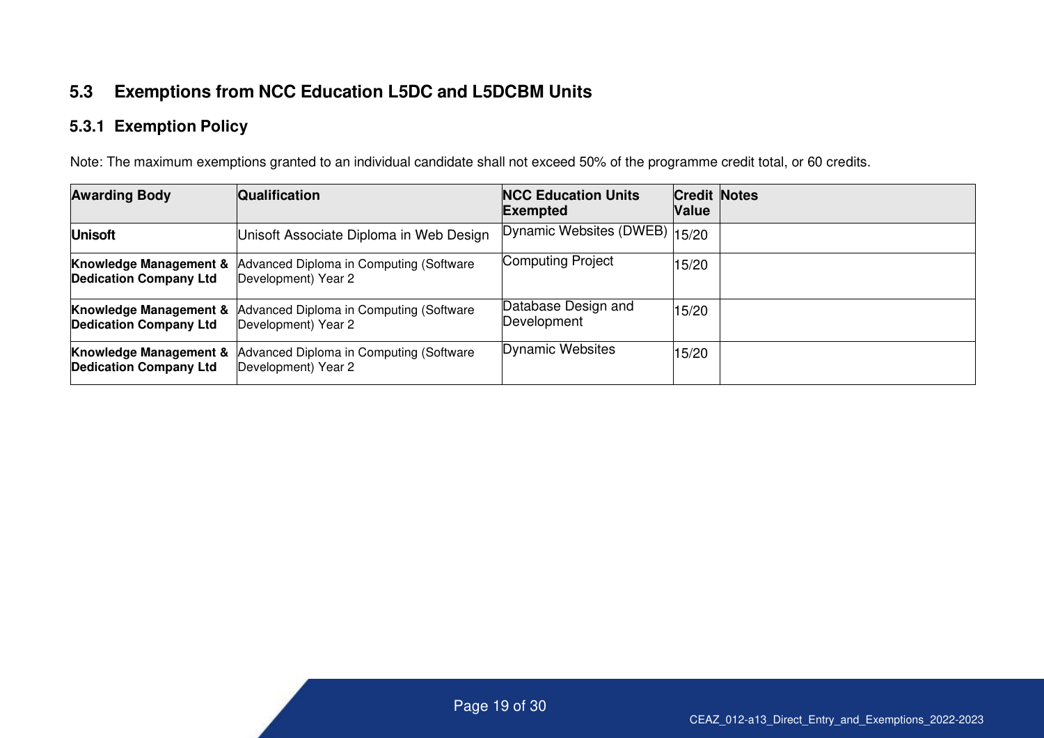## 5.3 Exemptions from NCC Education L5DC and L5DCBM Units

### 5.3.1 Exemption Policy

Note: The maximum exemptions granted to an individual candidate shall not exceed 50% of the programme credit total, or 60 credits.

| Awarding Body | Qualification | NCC Education Units Exempted | Credit Value | Notes |
|---|---|---|---|---|
| **Unisoft** | Unisoft Associate Diploma in Web Design | Dynamic Websites (DWEB) | 15/20 | |
| **Knowledge Management & Dedication Company Ltd** | Advanced Diploma in Computing (Software Development) Year 2 | Computing Project | 15/20 | |
| **Knowledge Management & Dedication Company Ltd** | Advanced Diploma in Computing (Software Development) Year 2 | Database Design and Development | 15/20 | |
| **Knowledge Management & Dedication Company Ltd** | Advanced Diploma in Computing (Software Development) Year 2 | Dynamic Websites | 15/20 | |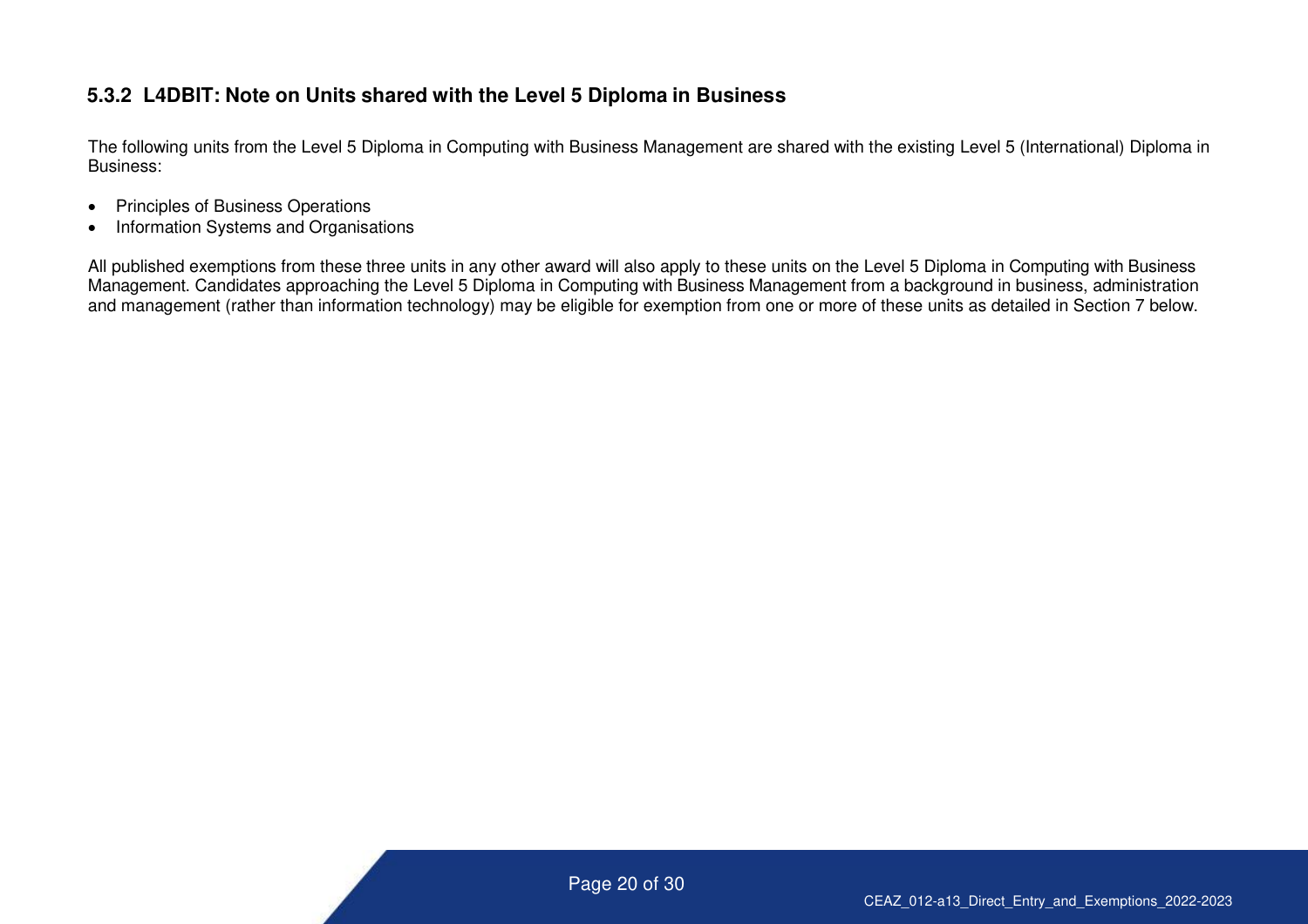### 5.3.2 L4DBIT: Note on Units shared with the Level 5 Diploma in Business

The following units from the Level 5 Diploma in Computing with Business Management are shared with the existing Level 5 (International) Diploma in Business:

- Principles of Business Operations
- Information Systems and Organisations

All published exemptions from these three units in any other award will also apply to these units on the Level 5 Diploma in Computing with Business Management. Candidates approaching the Level 5 Diploma in Computing with Business Management from a background in business, administration and management (rather than information technology) may be eligible for exemption from one or more of these units as detailed in Section 7 below.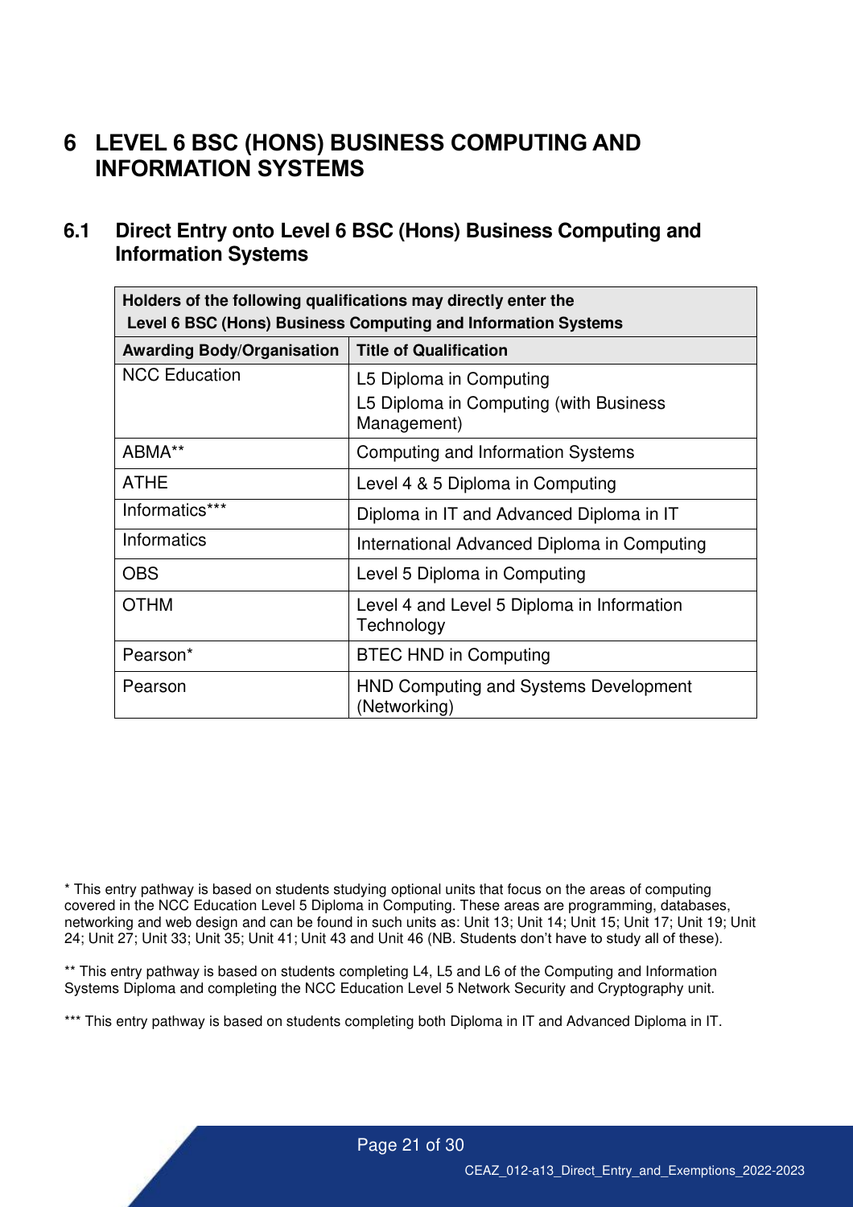# 6 LEVEL 6 BSC (HONS) BUSINESS COMPUTING AND INFORMATION SYSTEMS

## 6.1 Direct Entry onto Level 6 BSC (Hons) Business Computing and Information Systems

| Holders of the following qualifications may directly enter the Level 6 BSC (Hons) Business Computing and Information Systems | |
|---|---|
| **Awarding Body/Organisation** | **Title of Qualification** |
| NCC Education | L5 Diploma in Computing<br>L5 Diploma in Computing (with Business Management) |
| ABMA** | Computing and Information Systems |
| ATHE | Level 4 & 5 Diploma in Computing |
| Informatics*** | Diploma in IT and Advanced Diploma in IT |
| Informatics | International Advanced Diploma in Computing |
| OBS | Level 5 Diploma in Computing |
| OTHM | Level 4 and Level 5 Diploma in Information Technology |
| Pearson* | BTEC HND in Computing |
| Pearson | HND Computing and Systems Development (Networking) |

* This entry pathway is based on students studying optional units that focus on the areas of computing covered in the NCC Education Level 5 Diploma in Computing. These areas are programming, databases, networking and web design and can be found in such units as: Unit 13; Unit 14; Unit 15; Unit 17; Unit 19; Unit 24; Unit 27; Unit 33; Unit 35; Unit 41; Unit 43 and Unit 46 (NB. Students don't have to study all of these).

** This entry pathway is based on students completing L4, L5 and L6 of the Computing and Information Systems Diploma and completing the NCC Education Level 5 Network Security and Cryptography unit.

*** This entry pathway is based on students completing both Diploma in IT and Advanced Diploma in IT.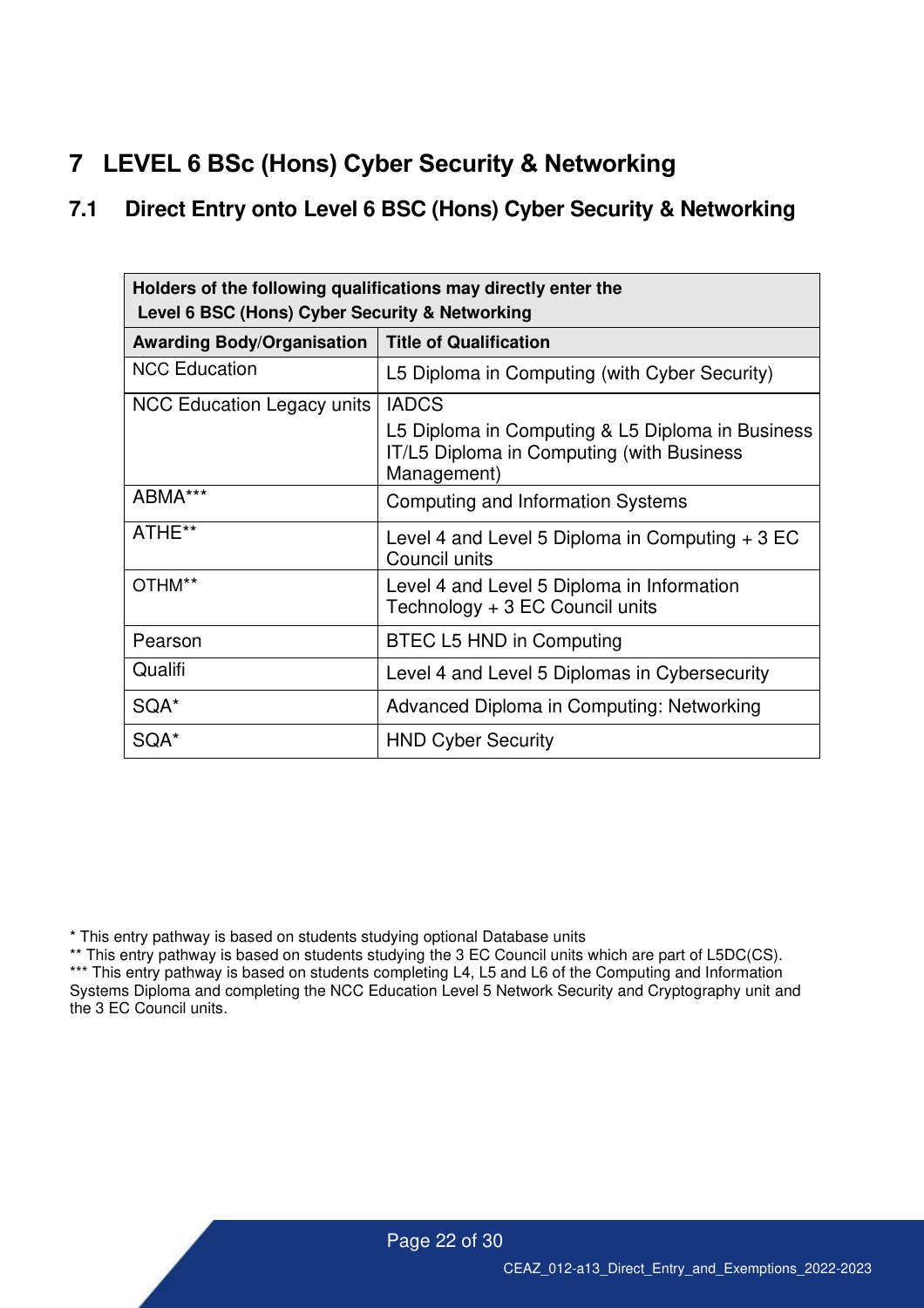# 7 LEVEL 6 BSc (Hons) Cyber Security & Networking

## 7.1 Direct Entry onto Level 6 BSC (Hons) Cyber Security & Networking

| **Holders of the following qualifications may directly enter the Level 6 BSC (Hons) Cyber Security & Networking** | |
|---|---|
| **Awarding Body/Organisation** | **Title of Qualification** |
| NCC Education | L5 Diploma in Computing (with Cyber Security) |
| NCC Education Legacy units | IADCS<br>L5 Diploma in Computing & L5 Diploma in Business IT/L5 Diploma in Computing (with Business Management) |
| ABMA*** | Computing and Information Systems |
| ATHE** | Level 4 and Level 5 Diploma in Computing + 3 EC Council units |
| OTHM** | Level 4 and Level 5 Diploma in Information Technology + 3 EC Council units |
| Pearson | BTEC L5 HND in Computing |
| Qualifi | Level 4 and Level 5 Diplomas in Cybersecurity |
| SQA* | Advanced Diploma in Computing: Networking |
| SQA* | HND Cyber Security |

\* This entry pathway is based on students studying optional Database units

\** This entry pathway is based on students studying the 3 EC Council units which are part of L5DC(CS).

\*** This entry pathway is based on students completing L4, L5 and L6 of the Computing and Information Systems Diploma and completing the NCC Education Level 5 Network Security and Cryptography unit and the 3 EC Council units.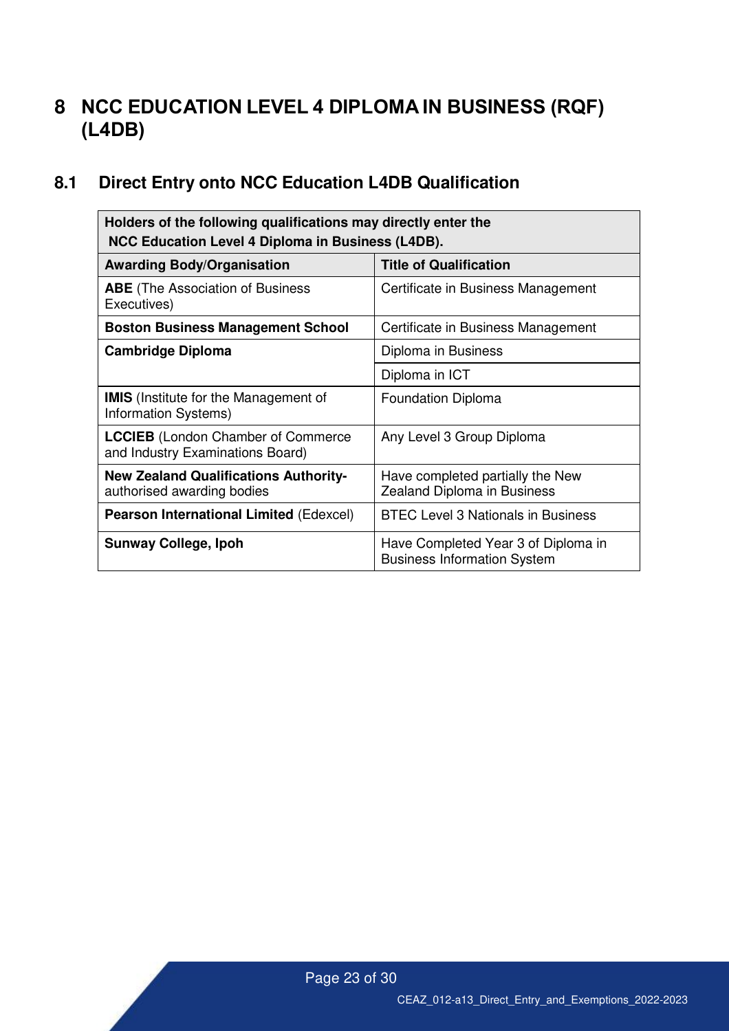# 8 NCC EDUCATION LEVEL 4 DIPLOMA IN BUSINESS (RQF) (L4DB)

## 8.1 Direct Entry onto NCC Education L4DB Qualification

| **Holders of the following qualifications may directly enter the NCC Education Level 4 Diploma in Business (L4DB).** | |
|---|---|
| **Awarding Body/Organisation** | **Title of Qualification** |
| **ABE** (The Association of Business Executives) | Certificate in Business Management |
| **Boston Business Management School** | Certificate in Business Management |
| **Cambridge Diploma** | Diploma in Business |
| | Diploma in ICT |
| **IMIS** (Institute for the Management of Information Systems) | Foundation Diploma |
| **LCCIEB** (London Chamber of Commerce and Industry Examinations Board) | Any Level 3 Group Diploma |
| **New Zealand Qualifications Authority-** authorised awarding bodies | Have completed partially the New Zealand Diploma in Business |
| **Pearson International Limited** (Edexcel) | BTEC Level 3 Nationals in Business |
| **Sunway College, Ipoh** | Have Completed Year 3 of Diploma in Business Information System |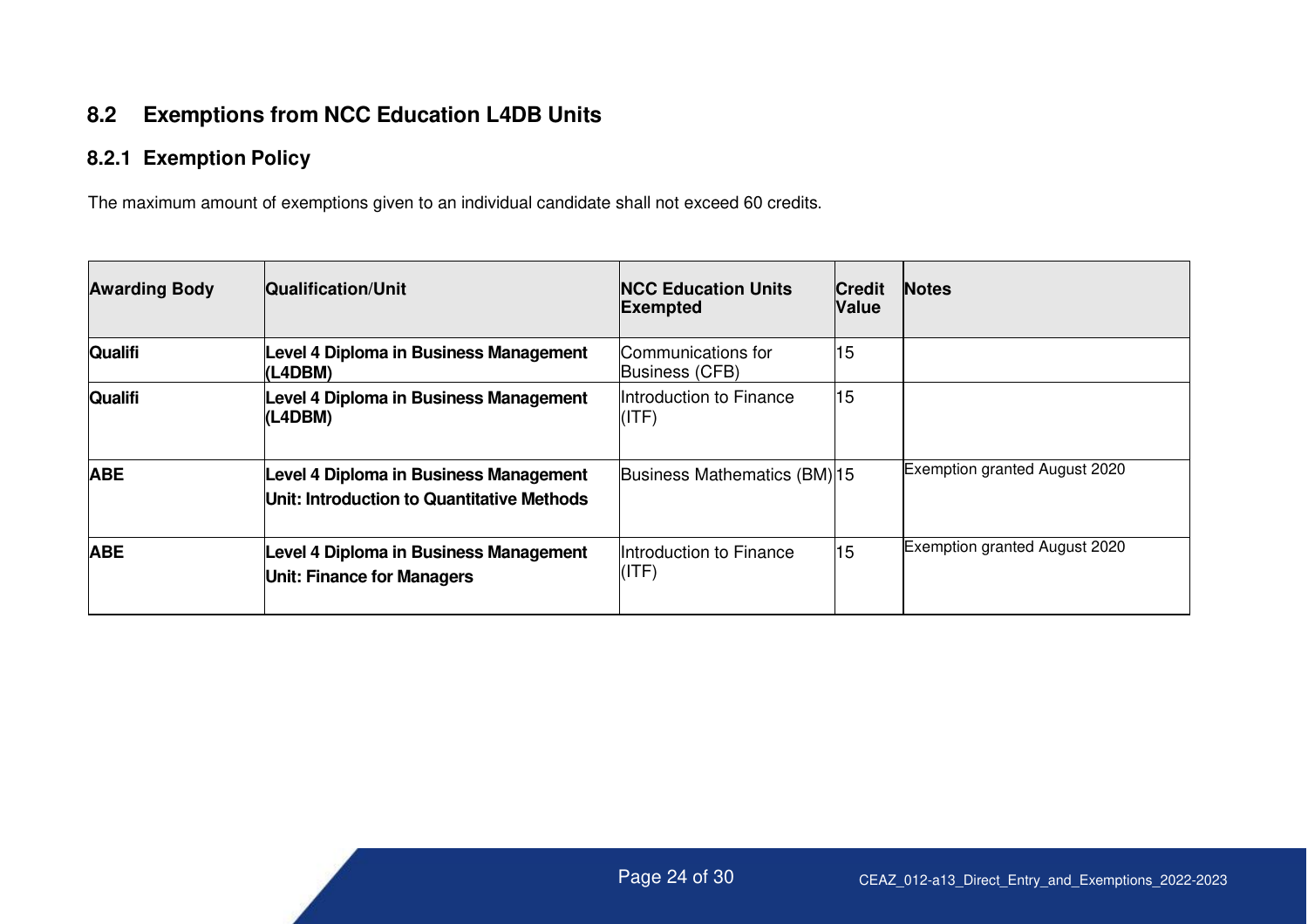## 8.2 Exemptions from NCC Education L4DB Units

### 8.2.1 Exemption Policy

The maximum amount of exemptions given to an individual candidate shall not exceed 60 credits.

| Awarding Body | Qualification/Unit | NCC Education Units Exempted | Credit Value | Notes |
|---|---|---|---|---|
| **Qualifi** | **Level 4 Diploma in Business Management (L4DBM)** | Communications for Business (CFB) | 15 | |
| **Qualifi** | **Level 4 Diploma in Business Management (L4DBM)** | Introduction to Finance (ITF) | 15 | |
| **ABE** | **Level 4 Diploma in Business Management**<br>**Unit: Introduction to Quantitative Methods** | Business Mathematics (BM) | 15 | Exemption granted August 2020 |
| **ABE** | **Level 4 Diploma in Business Management**<br>**Unit: Finance for Managers** | Introduction to Finance (ITF) | 15 | Exemption granted August 2020 |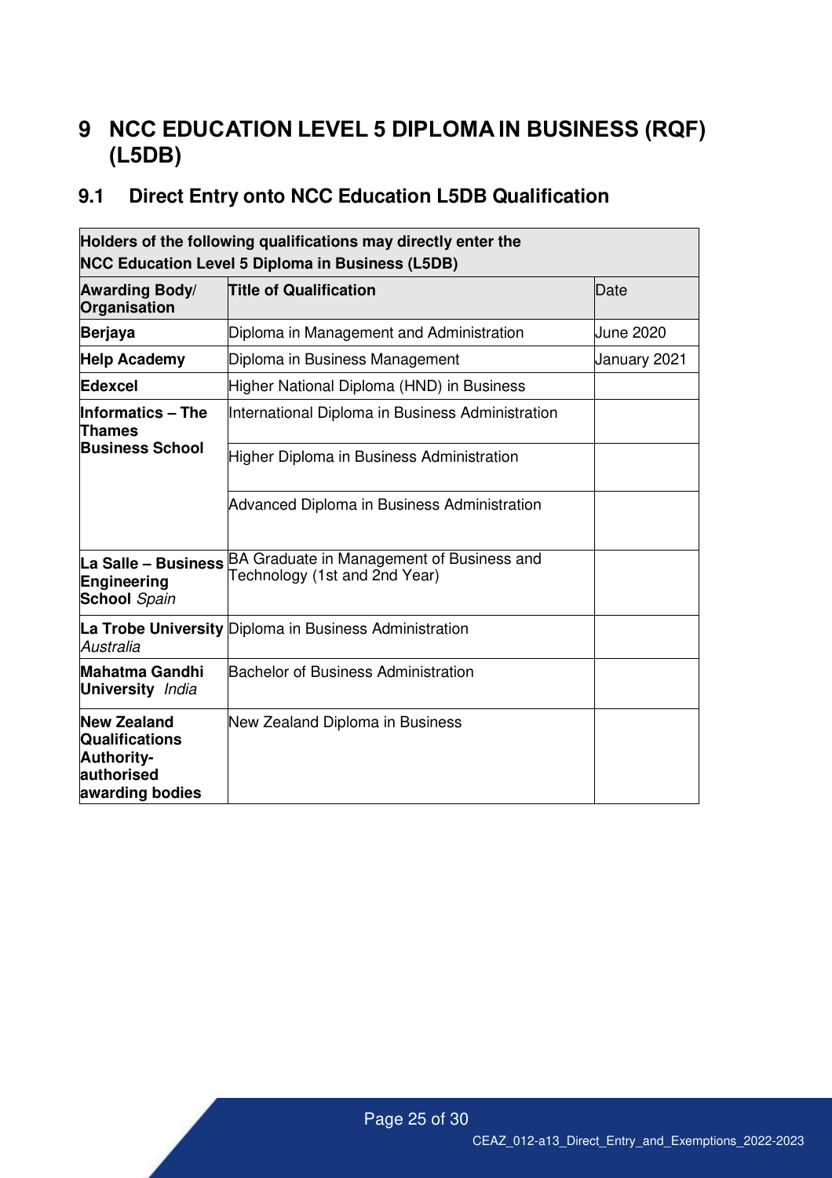# 9 NCC EDUCATION LEVEL 5 DIPLOMA IN BUSINESS (RQF) (L5DB)

## 9.1 Direct Entry onto NCC Education L5DB Qualification

| **Holders of the following qualifications may directly enter the NCC Education Level 5 Diploma in Business (L5DB)** | | |
|---|---|---|
| **Awarding Body/ Organisation** | **Title of Qualification** | Date |
| **Berjaya** | Diploma in Management and Administration | June 2020 |
| **Help Academy** | Diploma in Business Management | January 2021 |
| **Edexcel** | Higher National Diploma (HND) in Business | |
| **Informatics – The Thames Business School** | International Diploma in Business Administration | |
| | Higher Diploma in Business Administration | |
| | Advanced Diploma in Business Administration | |
| **La Salle – Business Engineering School** *Spain* | BA Graduate in Management of Business and Technology (1st and 2nd Year) | |
| **La Trobe University** *Australia* | Diploma in Business Administration | |
| **Mahatma Gandhi University** *India* | Bachelor of Business Administration | |
| **New Zealand Qualifications Authority-authorised awarding bodies** | New Zealand Diploma in Business | |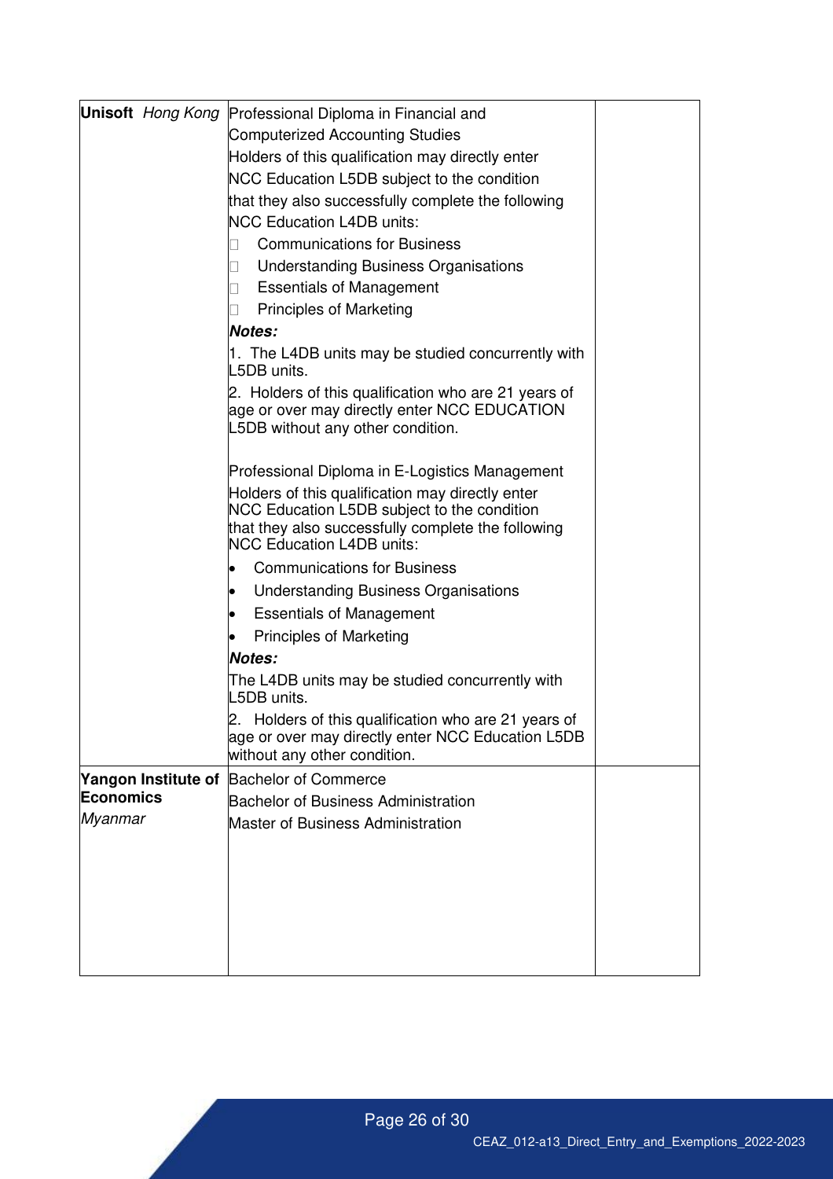| | | |
|---|---|---|
| **Unisoft** *Hong Kong* | Professional Diploma in Financial and Computerized Accounting Studies<br>Holders of this qualification may directly enter NCC Education L5DB subject to the condition that they also successfully complete the following NCC Education L4DB units:<br>- Communications for Business<br>- Understanding Business Organisations<br>- Essentials of Management<br>- Principles of Marketing<br>***Notes:***<br>1. The L4DB units may be studied concurrently with L5DB units.<br>2. Holders of this qualification who are 21 years of age or over may directly enter NCC EDUCATION L5DB without any other condition.<br><br>Professional Diploma in E-Logistics Management<br>Holders of this qualification may directly enter NCC Education L5DB subject to the condition that they also successfully complete the following NCC Education L4DB units:<br>- Communications for Business<br>- Understanding Business Organisations<br>- Essentials of Management<br>- Principles of Marketing<br>***Notes:***<br>The L4DB units may be studied concurrently with L5DB units.<br>2. Holders of this qualification who are 21 years of age or over may directly enter NCC Education L5DB without any other condition. | |
| **Yangon Institute of Economics** *Myanmar* | Bachelor of Commerce<br>Bachelor of Business Administration<br>Master of Business Administration | |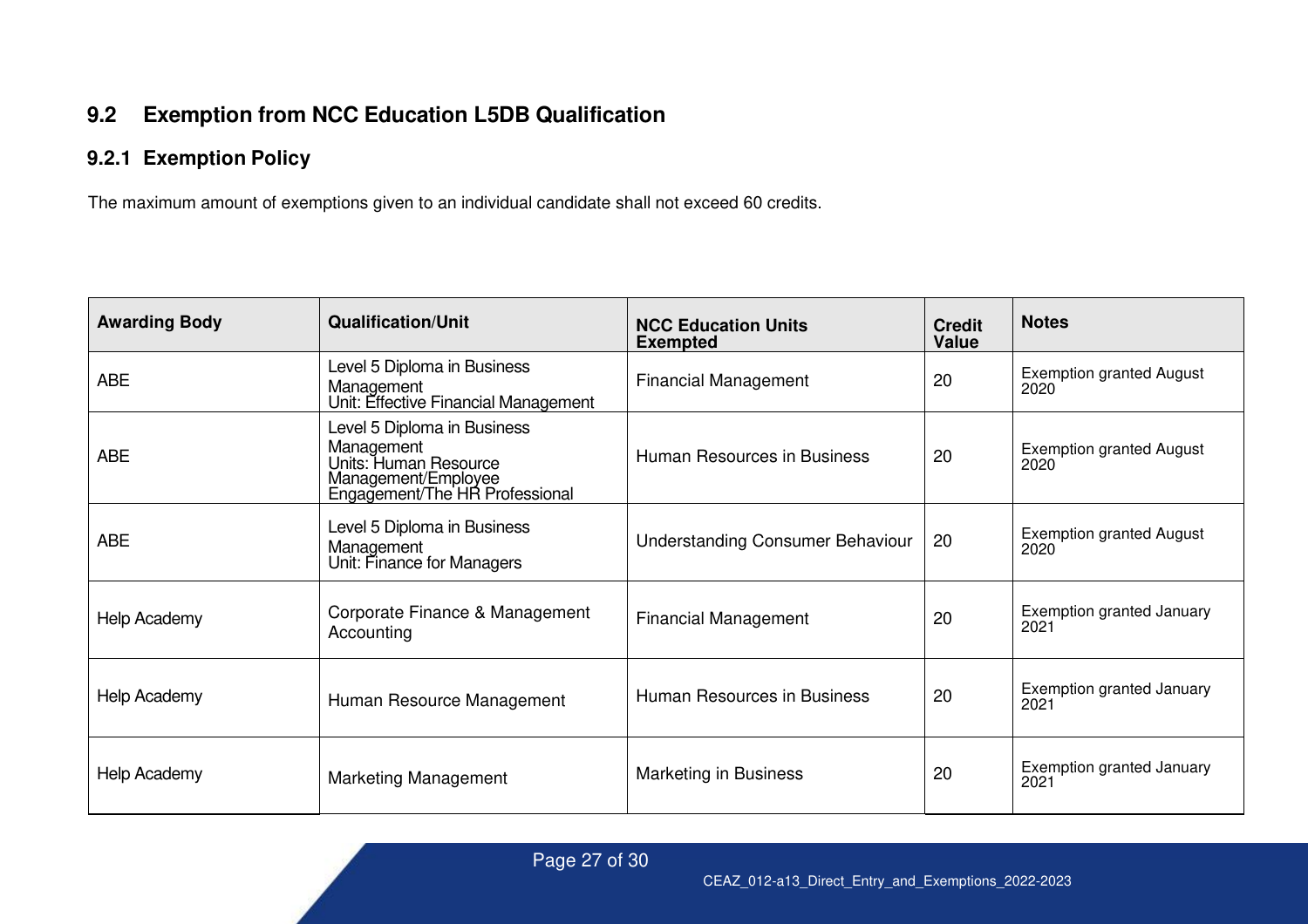## 9.2 Exemption from NCC Education L5DB Qualification

### 9.2.1 Exemption Policy

The maximum amount of exemptions given to an individual candidate shall not exceed 60 credits.

| Awarding Body | Qualification/Unit | NCC Education Units Exempted | Credit Value | Notes |
|---|---|---|---|---|
| ABE | Level 5 Diploma in Business Management<br>Unit: Effective Financial Management | Financial Management | 20 | Exemption granted August 2020 |
| ABE | Level 5 Diploma in Business Management<br>Units: Human Resource Management/Employee Engagement/The HR Professional | Human Resources in Business | 20 | Exemption granted August 2020 |
| ABE | Level 5 Diploma in Business Management<br>Unit: Finance for Managers | Understanding Consumer Behaviour | 20 | Exemption granted August 2020 |
| Help Academy | Corporate Finance & Management Accounting | Financial Management | 20 | Exemption granted January 2021 |
| Help Academy | Human Resource Management | Human Resources in Business | 20 | Exemption granted January 2021 |
| Help Academy | Marketing Management | Marketing in Business | 20 | Exemption granted January 2021 |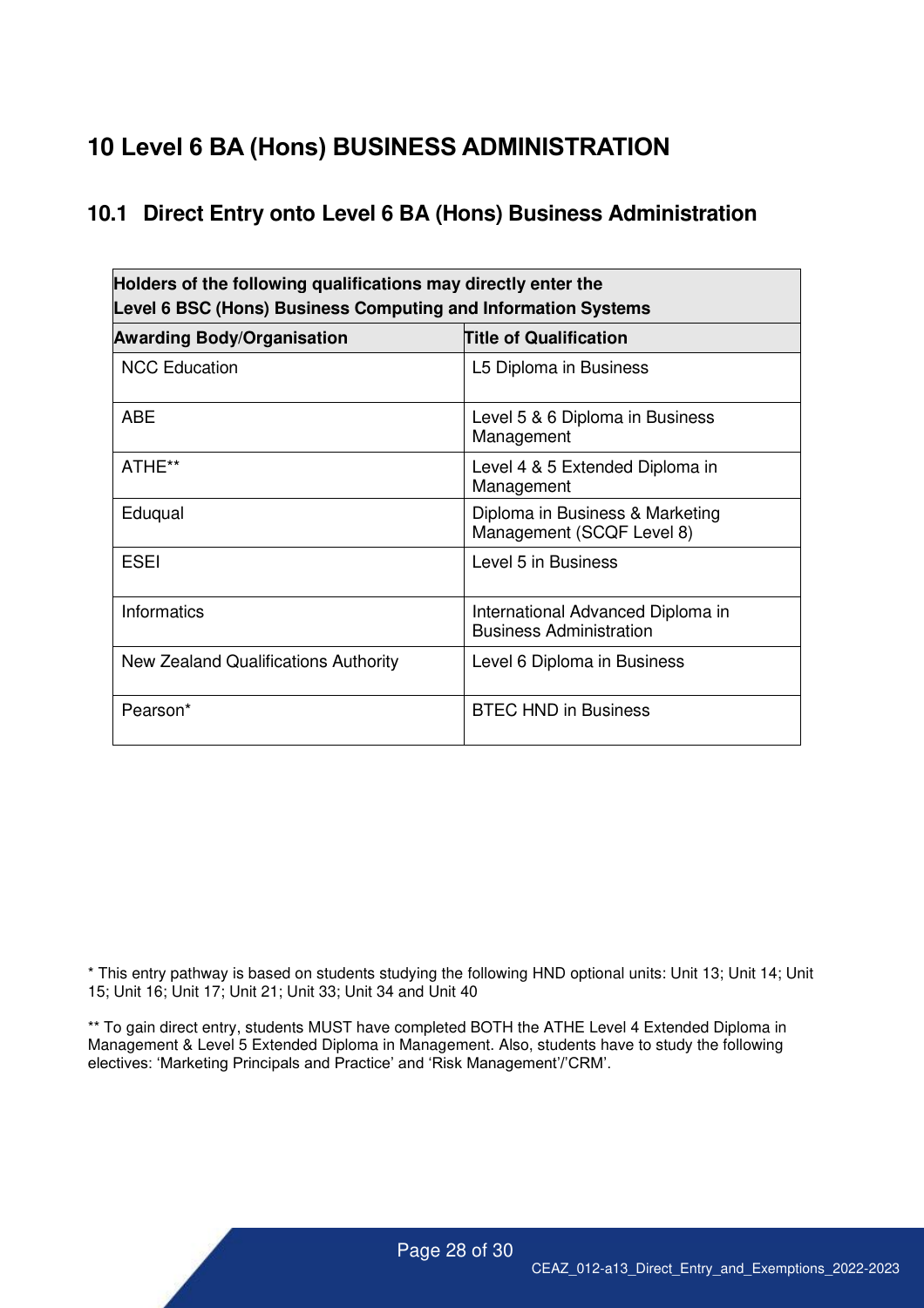# 10 Level 6 BA (Hons) BUSINESS ADMINISTRATION

## 10.1 Direct Entry onto Level 6 BA (Hons) Business Administration

| **Holders of the following qualifications may directly enter the Level 6 BSC (Hons) Business Computing and Information Systems** | |
|---|---|
| **Awarding Body/Organisation** | **Title of Qualification** |
| NCC Education | L5 Diploma in Business |
| ABE | Level 5 & 6 Diploma in Business Management |
| ATHE** | Level 4 & 5 Extended Diploma in Management |
| Eduqual | Diploma in Business & Marketing Management (SCQF Level 8) |
| ESEI | Level 5 in Business |
| Informatics | International Advanced Diploma in Business Administration |
| New Zealand Qualifications Authority | Level 6 Diploma in Business |
| Pearson* | BTEC HND in Business |

* This entry pathway is based on students studying the following HND optional units: Unit 13; Unit 14; Unit 15; Unit 16; Unit 17; Unit 21; Unit 33; Unit 34 and Unit 40

** To gain direct entry, students MUST have completed BOTH the ATHE Level 4 Extended Diploma in Management & Level 5 Extended Diploma in Management. Also, students have to study the following electives: 'Marketing Principals and Practice' and 'Risk Management'/'CRM'.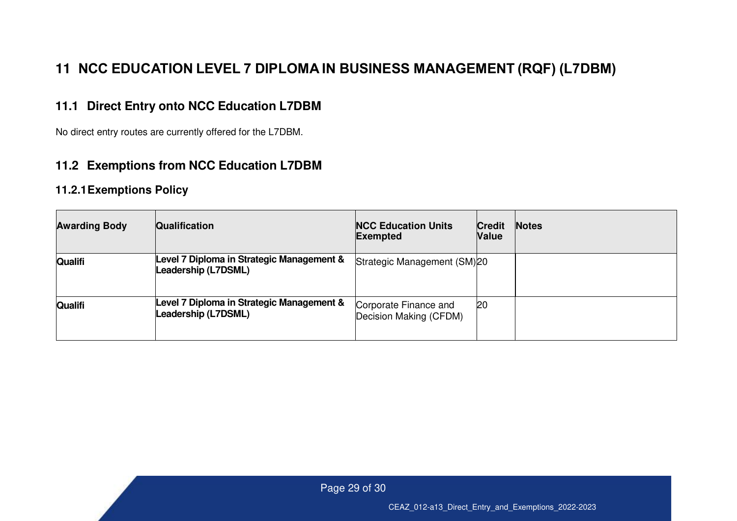# 11 NCC EDUCATION LEVEL 7 DIPLOMA IN BUSINESS MANAGEMENT (RQF) (L7DBM)

## 11.1 Direct Entry onto NCC Education L7DBM

No direct entry routes are currently offered for the L7DBM.

## 11.2 Exemptions from NCC Education L7DBM

### 11.2.1 Exemptions Policy

| Awarding Body | Qualification | NCC Education Units Exempted | Credit Value | Notes |
|---|---|---|---|---|
| **Qualifi** | **Level 7 Diploma in Strategic Management & Leadership (L7DSML)** | Strategic Management (SM) | 20 | |
| **Qualifi** | **Level 7 Diploma in Strategic Management & Leadership (L7DSML)** | Corporate Finance and Decision Making (CFDM) | 20 | |